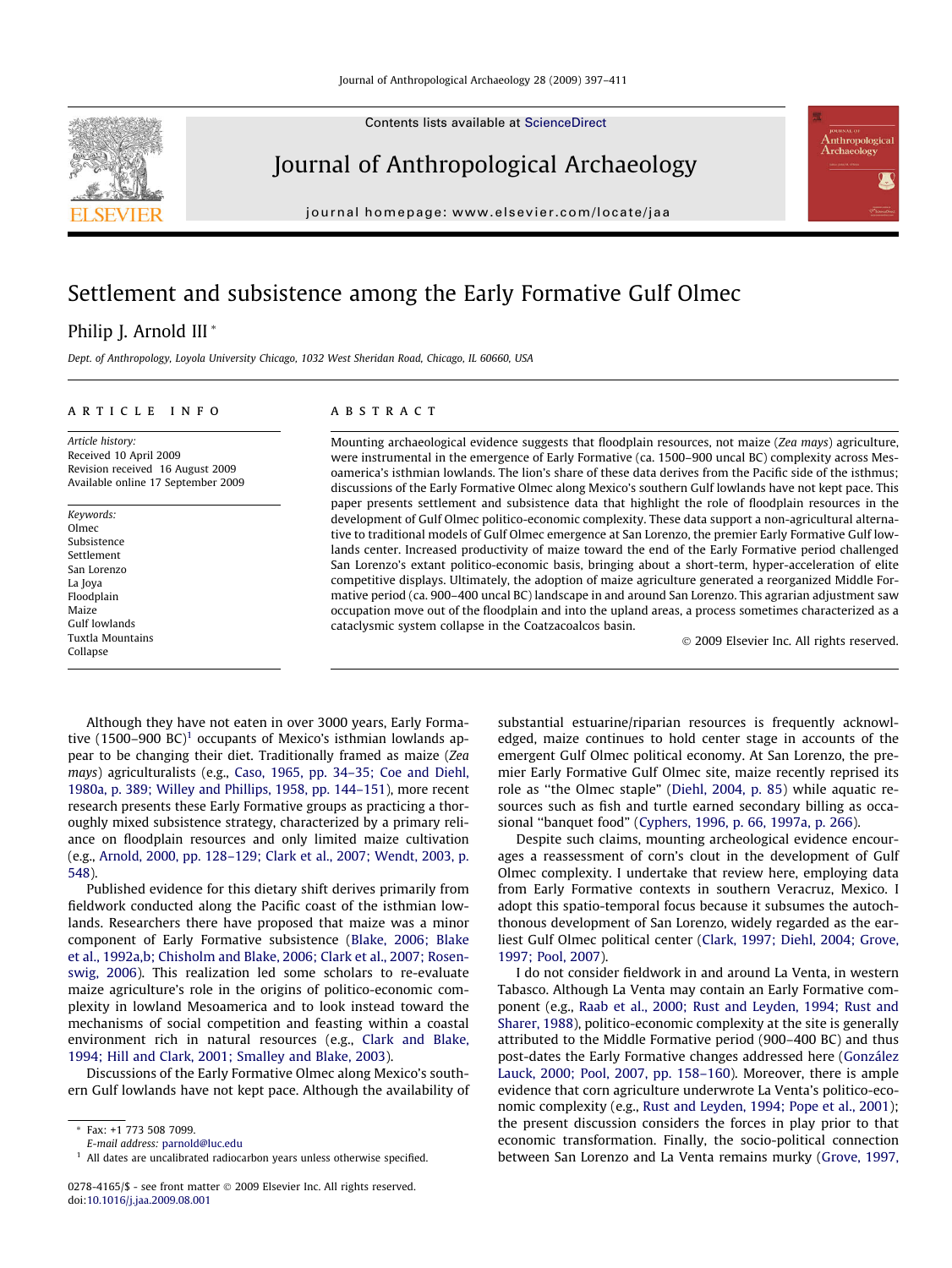Contents lists available at ScienceDirect

# Journal of Anthropological Archaeology

journal homepage: www.elsevier.com/locate/jaa

# Settlement and subsistence among the Early Formative Gulf Olmec

Philip J. Arnold III *

Dept. of Anthropology, Loyola University Chicago, 1032 West Sheridan Road, Chicago, IL 60660, USA

## ARTICLE INFO

*Article history:*
Received 10 April 2009
Revision received 16 August 2009
Available online 17 September 2009

*Keywords:*
Olmec
Subsistence
Settlement
San Lorenzo
La Joya
Floodplain
Maize
Gulf lowlands
Tuxtla Mountains
Collapse

## ABSTRACT

Mounting archaeological evidence suggests that floodplain resources, not maize (*Zea mays*) agriculture, were instrumental in the emergence of Early Formative (ca. 1500–900 uncal BC) complexity across Mesoamerica's isthmian lowlands. The lion's share of these data derives from the Pacific side of the isthmus; discussions of the Early Formative Olmec along Mexico's southern Gulf lowlands have not kept pace. This paper presents settlement and subsistence data that highlight the role of floodplain resources in the development of Gulf Olmec politico-economic complexity. These data support a non-agricultural alternative to traditional models of Gulf Olmec emergence at San Lorenzo, the premier Early Formative Gulf lowlands center. Increased productivity of maize toward the end of the Early Formative period challenged San Lorenzo's extant politico-economic basis, bringing about a short-term, hyper-acceleration of elite competitive displays. Ultimately, the adoption of maize agriculture generated a reorganized Middle Formative period (ca. 900–400 uncal BC) landscape in and around San Lorenzo. This agrarian adjustment saw occupation move out of the floodplain and into the upland areas, a process sometimes characterized as a cataclysmic system collapse in the Coatzacoalcos basin.

© 2009 Elsevier Inc. All rights reserved.

Although they have not eaten in over 3000 years, Early Formative (1500–900 BC)[1] occupants of Mexico's isthmian lowlands appear to be changing their diet. Traditionally framed as maize (*Zea mays*) agriculturalists (e.g., Caso, 1965, pp. 34–35; Coe and Diehl, 1980a, p. 389; Willey and Phillips, 1958, pp. 144–151), more recent research presents these Early Formative groups as practicing a thoroughly mixed subsistence strategy, characterized by a primary reliance on floodplain resources and only limited maize cultivation (e.g., Arnold, 2000, pp. 128–129; Clark et al., 2007; Wendt, 2003, p. 548).

Published evidence for this dietary shift derives primarily from fieldwork conducted along the Pacific coast of the isthmian lowlands. Researchers there have proposed that maize was a minor component of Early Formative subsistence (Blake, 2006; Blake et al., 1992a,b; Chisholm and Blake, 2006; Clark et al., 2007; Rosenswig, 2006). This realization led some scholars to re-evaluate maize agriculture's role in the origins of politico-economic complexity in lowland Mesoamerica and to look instead toward the mechanisms of social competition and feasting within a coastal environment rich in natural resources (e.g., Clark and Blake, 1994; Hill and Clark, 2001; Smalley and Blake, 2003).

Discussions of the Early Formative Olmec along Mexico's southern Gulf lowlands have not kept pace. Although the availability of substantial estuarine/riparian resources is frequently acknowledged, maize continues to hold center stage in accounts of the emergent Gulf Olmec political economy. At San Lorenzo, the premier Early Formative Gulf Olmec site, maize recently reprised its role as "the Olmec staple" (Diehl, 2004, p. 85) while aquatic resources such as fish and turtle earned secondary billing as occasional "banquet food" (Cyphers, 1996, p. 66, 1997a, p. 266).

Despite such claims, mounting archeological evidence encourages a reassessment of corn's clout in the development of Gulf Olmec complexity. I undertake that review here, employing data from Early Formative contexts in southern Veracruz, Mexico. I adopt this spatio-temporal focus because it subsumes the autochthonous development of San Lorenzo, widely regarded as the earliest Gulf Olmec political center (Clark, 1997; Diehl, 2004; Grove, 1997; Pool, 2007).

I do not consider fieldwork in and around La Venta, in western Tabasco. Although La Venta may contain an Early Formative component (e.g., Raab et al., 2000; Rust and Leyden, 1994; Rust and Sharer, 1988), politico-economic complexity at the site is generally attributed to the Middle Formative period (900–400 BC) and thus post-dates the Early Formative changes addressed here (González Lauck, 2000; Pool, 2007, pp. 158–160). Moreover, there is ample evidence that corn agriculture underwrote La Venta's politico-economic complexity (e.g., Rust and Leyden, 1994; Pope et al., 2001); the present discussion considers the forces in play prior to that economic transformation. Finally, the socio-political connection between San Lorenzo and La Venta remains murky (Grove, 1997,

---

* Fax: +1 773 508 7099.
*E-mail address:* parnold@luc.edu

[1] All dates are uncalibrated radiocarbon years unless otherwise specified.

0278-4165/$ - see front matter © 2009 Elsevier Inc. All rights reserved.
doi:10.1016/j.jaa.2009.08.001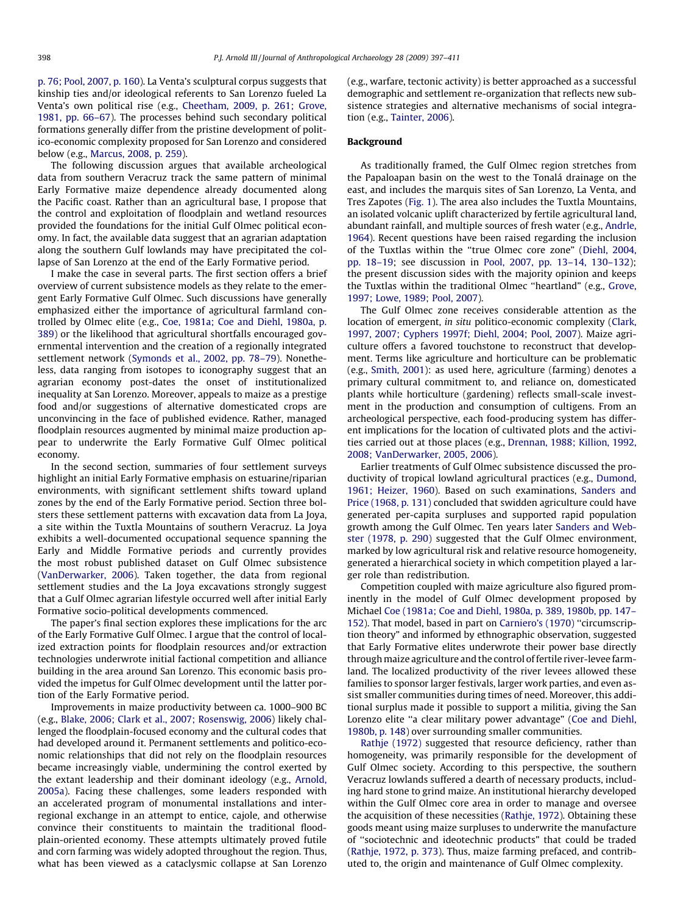p. 76; Pool, 2007, p. 160). La Venta's sculptural corpus suggests that kinship ties and/or ideological referents to San Lorenzo fueled La Venta's own political rise (e.g., Cheetham, 2009, p. 261; Grove, 1981, pp. 66–67). The processes behind such secondary political formations generally differ from the pristine development of politico-economic complexity proposed for San Lorenzo and considered below (e.g., Marcus, 2008, p. 259).

The following discussion argues that available archeological data from southern Veracruz track the same pattern of minimal Early Formative maize dependence already documented along the Pacific coast. Rather than an agricultural base, I propose that the control and exploitation of floodplain and wetland resources provided the foundations for the initial Gulf Olmec political economy. In fact, the available data suggest that an agrarian adaptation along the southern Gulf lowlands may have precipitated the collapse of San Lorenzo at the end of the Early Formative period.

I make the case in several parts. The first section offers a brief overview of current subsistence models as they relate to the emergent Early Formative Gulf Olmec. Such discussions have generally emphasized either the importance of agricultural farmland controlled by Olmec elite (e.g., Coe, 1981a; Coe and Diehl, 1980a, p. 389) or the likelihood that agricultural shortfalls encouraged governmental intervention and the creation of a regionally integrated settlement network (Symonds et al., 2002, pp. 78–79). Nonetheless, data ranging from isotopes to iconography suggest that an agrarian economy post-dates the onset of institutionalized inequality at San Lorenzo. Moreover, appeals to maize as a prestige food and/or suggestions of alternative domesticated crops are unconvincing in the face of published evidence. Rather, managed floodplain resources augmented by minimal maize production appear to underwrite the Early Formative Gulf Olmec political economy.

In the second section, summaries of four settlement surveys highlight an initial Early Formative emphasis on estuarine/riparian environments, with significant settlement shifts toward upland zones by the end of the Early Formative period. Section three bolsters these settlement patterns with excavation data from La Joya, a site within the Tuxtla Mountains of southern Veracruz. La Joya exhibits a well-documented occupational sequence spanning the Early and Middle Formative periods and currently provides the most robust published dataset on Gulf Olmec subsistence (VanDerwarker, 2006). Taken together, the data from regional settlement studies and the La Joya excavations strongly suggest that a Gulf Olmec agrarian lifestyle occurred well after initial Early Formative socio-political developments commenced.

The paper's final section explores these implications for the arc of the Early Formative Gulf Olmec. I argue that the control of localized extraction points for floodplain resources and/or extraction technologies underwrote initial factional competition and alliance building in the area around San Lorenzo. This economic basis provided the impetus for Gulf Olmec development until the latter portion of the Early Formative period.

Improvements in maize productivity between ca. 1000–900 BC (e.g., Blake, 2006; Clark et al., 2007; Rosenswig, 2006) likely challenged the floodplain-focused economy and the cultural codes that had developed around it. Permanent settlements and politico-economic relationships that did not rely on the floodplain resources became increasingly viable, undermining the control exerted by the extant leadership and their dominant ideology (e.g., Arnold, 2005a). Facing these challenges, some leaders responded with an accelerated program of monumental installations and interregional exchange in an attempt to entice, cajole, and otherwise convince their constituents to maintain the traditional floodplain-oriented economy. These attempts ultimately proved futile and corn farming was widely adopted throughout the region. Thus, what has been viewed as a cataclysmic collapse at San Lorenzo (e.g., warfare, tectonic activity) is better approached as a successful demographic and settlement re-organization that reflects new subsistence strategies and alternative mechanisms of social integration (e.g., Tainter, 2006).

## Background

As traditionally framed, the Gulf Olmec region stretches from the Papaloapan basin on the west to the Tonalá drainage on the east, and includes the marquis sites of San Lorenzo, La Venta, and Tres Zapotes (Fig. 1). The area also includes the Tuxtla Mountains, an isolated volcanic uplift characterized by fertile agricultural land, abundant rainfall, and multiple sources of fresh water (e.g., Andrle, 1964). Recent questions have been raised regarding the inclusion of the Tuxtlas within the "true Olmec core zone" (Diehl, 2004, pp. 18–19; see discussion in Pool, 2007, pp. 13–14, 130–132); the present discussion sides with the majority opinion and keeps the Tuxtlas within the traditional Olmec "heartland" (e.g., Grove, 1997; Lowe, 1989; Pool, 2007).

The Gulf Olmec zone receives considerable attention as the location of emergent, *in situ* politico-economic complexity (Clark, 1997, 2007; Cyphers 1997f; Diehl, 2004; Pool, 2007). Maize agriculture offers a favored touchstone to reconstruct that development. Terms like agriculture and horticulture can be problematic (e.g., Smith, 2001): as used here, agriculture (farming) denotes a primary cultural commitment to, and reliance on, domesticated plants while horticulture (gardening) reflects small-scale investment in the production and consumption of cultigens. From an archeological perspective, each food-producing system has different implications for the location of cultivated plots and the activities carried out at those places (e.g., Drennan, 1988; Killion, 1992, 2008; VanDerwarker, 2005, 2006).

Earlier treatments of Gulf Olmec subsistence discussed the productivity of tropical lowland agricultural practices (e.g., Dumond, 1961; Heizer, 1960). Based on such examinations, Sanders and Price (1968, p. 131) concluded that swidden agriculture could have generated per-capita surpluses and supported rapid population growth among the Gulf Olmec. Ten years later Sanders and Webster (1978, p. 290) suggested that the Gulf Olmec environment, marked by low agricultural risk and relative resource homogeneity, generated a hierarchical society in which competition played a larger role than redistribution.

Competition coupled with maize agriculture also figured prominently in the model of Gulf Olmec development proposed by Michael Coe (1981a; Coe and Diehl, 1980a, p. 389, 1980b, pp. 147–152). That model, based in part on Carniero's (1970) "circumscription theory" and informed by ethnographic observation, suggested that Early Formative elites underwrote their power base directly through maize agriculture and the control of fertile river-levee farmland. The localized productivity of the river levees allowed these families to sponsor larger festivals, larger work parties, and even assist smaller communities during times of need. Moreover, this additional surplus made it possible to support a militia, giving the San Lorenzo elite "a clear military power advantage" (Coe and Diehl, 1980b, p. 148) over surrounding smaller communities.

Rathje (1972) suggested that resource deficiency, rather than homogeneity, was primarily responsible for the development of Gulf Olmec society. According to this perspective, the southern Veracruz lowlands suffered a dearth of necessary products, including hard stone to grind maize. An institutional hierarchy developed within the Gulf Olmec core area in order to manage and oversee the acquisition of these necessities (Rathje, 1972). Obtaining these goods meant using maize surpluses to underwrite the manufacture of "sociotechnic and ideotechnic products" that could be traded (Rathje, 1972, p. 373). Thus, maize farming prefaced, and contributed to, the origin and maintenance of Gulf Olmec complexity.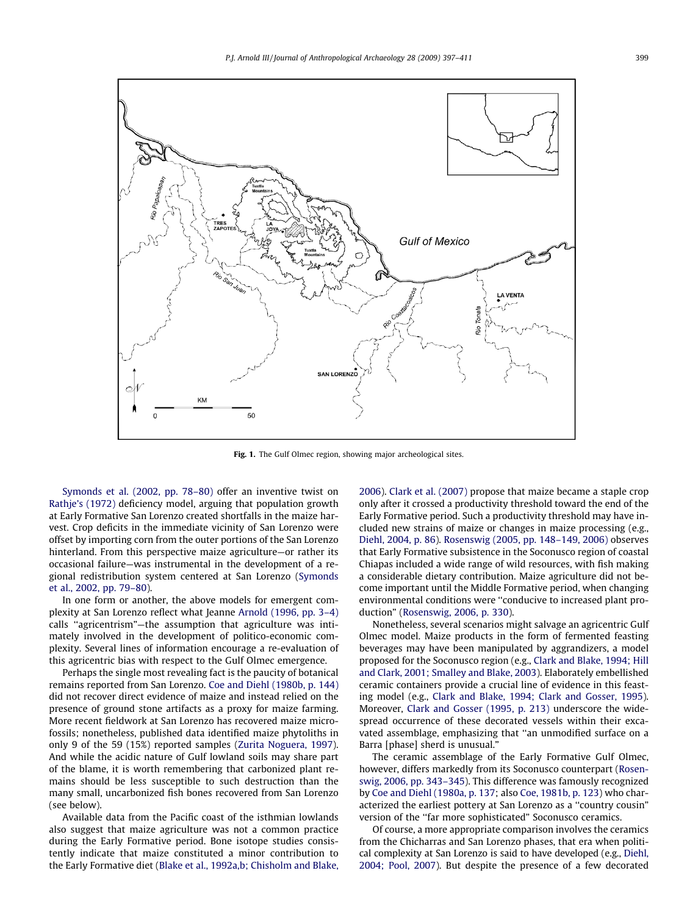Fig. 1. The Gulf Olmec region, showing major archeological sites.

Symonds et al. (2002, pp. 78–80) offer an inventive twist on Rathje's (1972) deficiency model, arguing that population growth at Early Formative San Lorenzo created shortfalls in the maize harvest. Crop deficits in the immediate vicinity of San Lorenzo were offset by importing corn from the outer portions of the San Lorenzo hinterland. From this perspective maize agriculture—or rather its occasional failure—was instrumental in the development of a regional redistribution system centered at San Lorenzo (Symonds et al., 2002, pp. 79–80).

In one form or another, the above models for emergent complexity at San Lorenzo reflect what Jeanne Arnold (1996, pp. 3–4) calls ''agricentrism''—the assumption that agriculture was intimately involved in the development of politico-economic complexity. Several lines of information encourage a re-evaluation of this agricentric bias with respect to the Gulf Olmec emergence.

Perhaps the single most revealing fact is the paucity of botanical remains reported from San Lorenzo. Coe and Diehl (1980b, p. 144) did not recover direct evidence of maize and instead relied on the presence of ground stone artifacts as a proxy for maize farming. More recent fieldwork at San Lorenzo has recovered maize microfossils; nonetheless, published data identified maize phytoliths in only 9 of the 59 (15%) reported samples (Zurita Noguera, 1997). And while the acidic nature of Gulf lowland soils may share part of the blame, it is worth remembering that carbonized plant remains should be less susceptible to such destruction than the many small, uncarbonized fish bones recovered from San Lorenzo (see below).

Available data from the Pacific coast of the isthmian lowlands also suggest that maize agriculture was not a common practice during the Early Formative period. Bone isotope studies consistently indicate that maize constituted a minor contribution to the Early Formative diet (Blake et al., 1992a,b; Chisholm and Blake, 2006). Clark et al. (2007) propose that maize became a staple crop only after it crossed a productivity threshold toward the end of the Early Formative period. Such a productivity threshold may have included new strains of maize or changes in maize processing (e.g., Diehl, 2004, p. 86). Rosenswig (2005, pp. 148–149, 2006) observes that Early Formative subsistence in the Soconusco region of coastal Chiapas included a wide range of wild resources, with fish making a considerable dietary contribution. Maize agriculture did not become important until the Middle Formative period, when changing environmental conditions were ''conducive to increased plant production'' (Rosenswig, 2006, p. 330).

Nonetheless, several scenarios might salvage an agricentric Gulf Olmec model. Maize products in the form of fermented feasting beverages may have been manipulated by aggrandizers, a model proposed for the Soconusco region (e.g., Clark and Blake, 1994; Hill and Clark, 2001; Smalley and Blake, 2003). Elaborately embellished ceramic containers provide a crucial line of evidence in this feasting model (e.g., Clark and Blake, 1994; Clark and Gosser, 1995). Moreover, Clark and Gosser (1995, p. 213) underscore the widespread occurrence of these decorated vessels within their excavated assemblage, emphasizing that ''an unmodified surface on a Barra [phase] sherd is unusual.''

The ceramic assemblage of the Early Formative Gulf Olmec, however, differs markedly from its Soconusco counterpart (Rosenswig, 2006, pp. 343–345). This difference was famously recognized by Coe and Diehl (1980a, p. 137; also Coe, 1981b, p. 123) who characterized the earliest pottery at San Lorenzo as a ''country cousin'' version of the ''far more sophisticated'' Soconusco ceramics.

Of course, a more appropriate comparison involves the ceramics from the Chicharras and San Lorenzo phases, that era when political complexity at San Lorenzo is said to have developed (e.g., Diehl, 2004; Pool, 2007). But despite the presence of a few decorated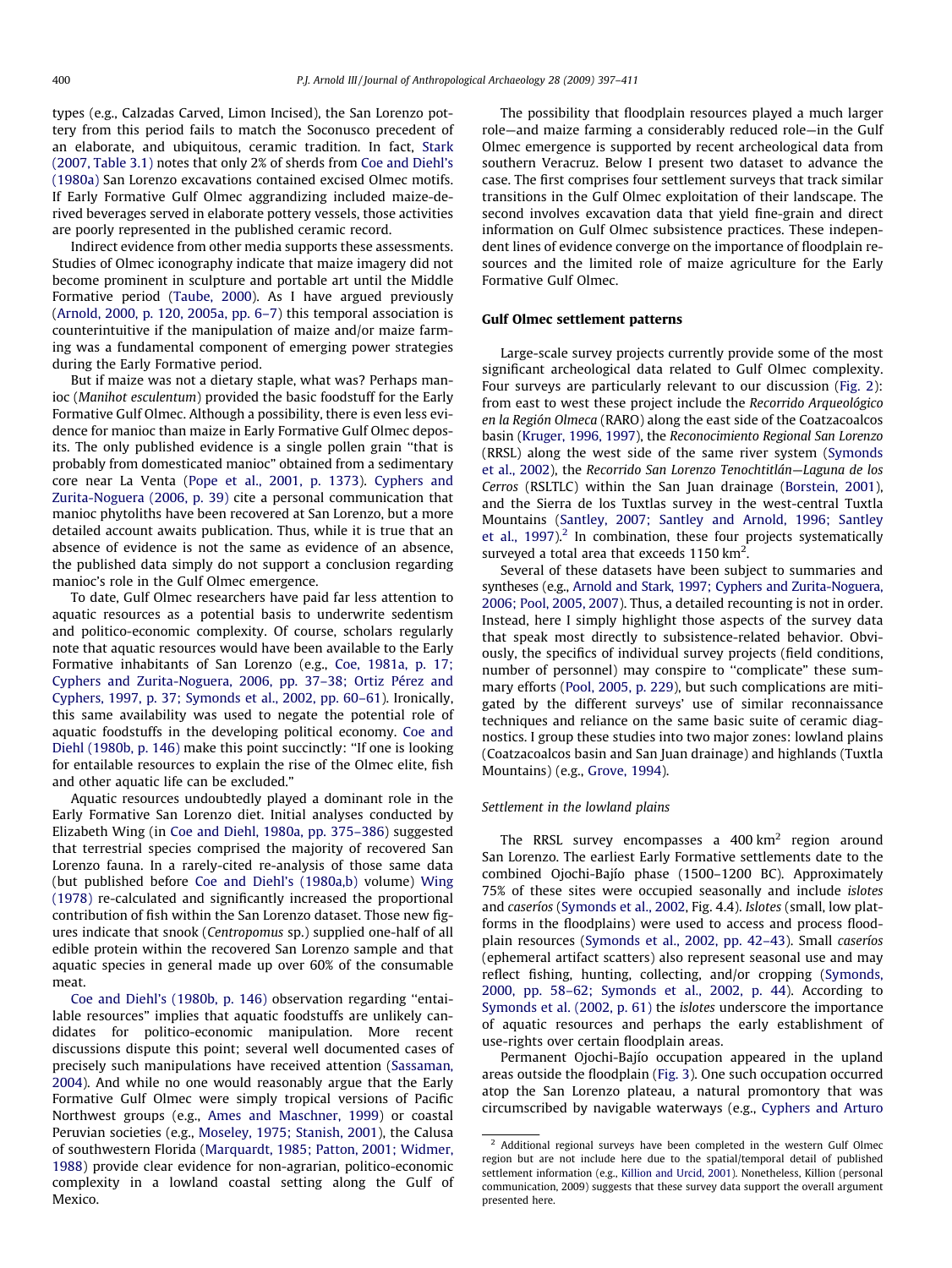types (e.g., Calzadas Carved, Limon Incised), the San Lorenzo pottery from this period fails to match the Soconusco precedent of an elaborate, and ubiquitous, ceramic tradition. In fact, Stark (2007, Table 3.1) notes that only 2% of sherds from Coe and Diehl's (1980a) San Lorenzo excavations contained excised Olmec motifs. If Early Formative Gulf Olmec aggrandizing included maize-derived beverages served in elaborate pottery vessels, those activities are poorly represented in the published ceramic record.

Indirect evidence from other media supports these assessments. Studies of Olmec iconography indicate that maize imagery did not become prominent in sculpture and portable art until the Middle Formative period (Taube, 2000). As I have argued previously (Arnold, 2000, p. 120, 2005a, pp. 6–7) this temporal association is counterintuitive if the manipulation of maize and/or maize farming was a fundamental component of emerging power strategies during the Early Formative period.

But if maize was not a dietary staple, what was? Perhaps manioc (*Manihot esculentum*) provided the basic foodstuff for the Early Formative Gulf Olmec. Although a possibility, there is even less evidence for manioc than maize in Early Formative Gulf Olmec deposits. The only published evidence is a single pollen grain "that is probably from domesticated manioc" obtained from a sedimentary core near La Venta (Pope et al., 2001, p. 1373). Cyphers and Zurita-Noguera (2006, p. 39) cite a personal communication that manioc phytoliths have been recovered at San Lorenzo, but a more detailed account awaits publication. Thus, while it is true that an absence of evidence is not the same as evidence of an absence, the published data simply do not support a conclusion regarding manioc's role in the Gulf Olmec emergence.

To date, Gulf Olmec researchers have paid far less attention to aquatic resources as a potential basis to underwrite sedentism and politico-economic complexity. Of course, scholars regularly note that aquatic resources would have been available to the Early Formative inhabitants of San Lorenzo (e.g., Coe, 1981a, p. 17; Cyphers and Zurita-Noguera, 2006, pp. 37–38; Ortiz Pérez and Cyphers, 1997, p. 37; Symonds et al., 2002, pp. 60–61). Ironically, this same availability was used to negate the potential role of aquatic foodstuffs in the developing political economy. Coe and Diehl (1980b, p. 146) make this point succinctly: "If one is looking for entailable resources to explain the rise of the Olmec elite, fish and other aquatic life can be excluded."

Aquatic resources undoubtedly played a dominant role in the Early Formative San Lorenzo diet. Initial analyses conducted by Elizabeth Wing (in Coe and Diehl, 1980a, pp. 375–386) suggested that terrestrial species comprised the majority of recovered San Lorenzo fauna. In a rarely-cited re-analysis of those same data (but published before Coe and Diehl's (1980a,b) volume) Wing (1978) re-calculated and significantly increased the proportional contribution of fish within the San Lorenzo dataset. Those new figures indicate that snook (*Centropomus* sp.) supplied one-half of all edible protein within the recovered San Lorenzo sample and that aquatic species in general made up over 60% of the consumable meat.

Coe and Diehl's (1980b, p. 146) observation regarding "entailable resources" implies that aquatic foodstuffs are unlikely candidates for politico-economic manipulation. More recent discussions dispute this point; several well documented cases of precisely such manipulations have received attention (Sassaman, 2004). And while no one would reasonably argue that the Early Formative Gulf Olmec were simply tropical versions of Pacific Northwest groups (e.g., Ames and Maschner, 1999) or coastal Peruvian societies (e.g., Moseley, 1975; Stanish, 2001), the Calusa of southwestern Florida (Marquardt, 1985; Patton, 2001; Widmer, 1988) provide clear evidence for non-agrarian, politico-economic complexity in a lowland coastal setting along the Gulf of Mexico.

The possibility that floodplain resources played a much larger role—and maize farming a considerably reduced role—in the Gulf Olmec emergence is supported by recent archeological data from southern Veracruz. Below I present two dataset to advance the case. The first comprises four settlement surveys that track similar transitions in the Gulf Olmec exploitation of their landscape. The second involves excavation data that yield fine-grain and direct information on Gulf Olmec subsistence practices. These independent lines of evidence converge on the importance of floodplain resources and the limited role of maize agriculture for the Early Formative Gulf Olmec.

## Gulf Olmec settlement patterns

Large-scale survey projects currently provide some of the most significant archeological data related to Gulf Olmec complexity. Four surveys are particularly relevant to our discussion (Fig. 2): from east to west these project include the *Recorrido Arqueológico en la Región Olmeca* (RARO) along the east side of the Coatzacoalcos basin (Kruger, 1996, 1997), the *Reconocimiento Regional San Lorenzo* (RRSL) along the west side of the same river system (Symonds et al., 2002), the *Recorrido San Lorenzo Tenochtitlán—Laguna de los Cerros* (RSLTLC) within the San Juan drainage (Borstein, 2001), and the Sierra de los Tuxtlas survey in the west-central Tuxtla Mountains (Santley, 2007; Santley and Arnold, 1996; Santley et al., 1997).[2] In combination, these four projects systematically surveyed a total area that exceeds 1150 km$^2$.

Several of these datasets have been subject to summaries and syntheses (e.g., Arnold and Stark, 1997; Cyphers and Zurita-Noguera, 2006; Pool, 2005, 2007). Thus, a detailed recounting is not in order. Instead, here I simply highlight those aspects of the survey data that speak most directly to subsistence-related behavior. Obviously, the specifics of individual survey projects (field conditions, number of personnel) may conspire to "complicate" these summary efforts (Pool, 2005, p. 229), but such complications are mitigated by the different surveys' use of similar reconnaissance techniques and reliance on the same basic suite of ceramic diagnostics. I group these studies into two major zones: lowland plains (Coatzacoalcos basin and San Juan drainage) and highlands (Tuxtla Mountains) (e.g., Grove, 1994).

### Settlement in the lowland plains

The RRSL survey encompasses a 400 km$^2$ region around San Lorenzo. The earliest Early Formative settlements date to the combined Ojochi-Bajío phase (1500–1200 BC). Approximately 75% of these sites were occupied seasonally and include *islotes* and *caseríos* (Symonds et al., 2002, Fig. 4.4). *Islotes* (small, low platforms in the floodplains) were used to access and process floodplain resources (Symonds et al., 2002, pp. 42–43). Small *caseríos* (ephemeral artifact scatters) also represent seasonal use and may reflect fishing, hunting, collecting, and/or cropping (Symonds, 2000, pp. 58–62; Symonds et al., 2002, p. 44). According to Symonds et al. (2002, p. 61) the *islotes* underscore the importance of aquatic resources and perhaps the early establishment of use-rights over certain floodplain areas.

Permanent Ojochi-Bajío occupation appeared in the upland areas outside the floodplain (Fig. 3). One such occupation occurred atop the San Lorenzo plateau, a natural promontory that was circumscribed by navigable waterways (e.g., Cyphers and Arturo

[2] Additional regional surveys have been completed in the western Gulf Olmec region but are not include here due to the spatial/temporal detail of published settlement information (e.g., Killion and Urcid, 2001). Nonetheless, Killion (personal communication, 2009) suggests that these survey data support the overall argument presented here.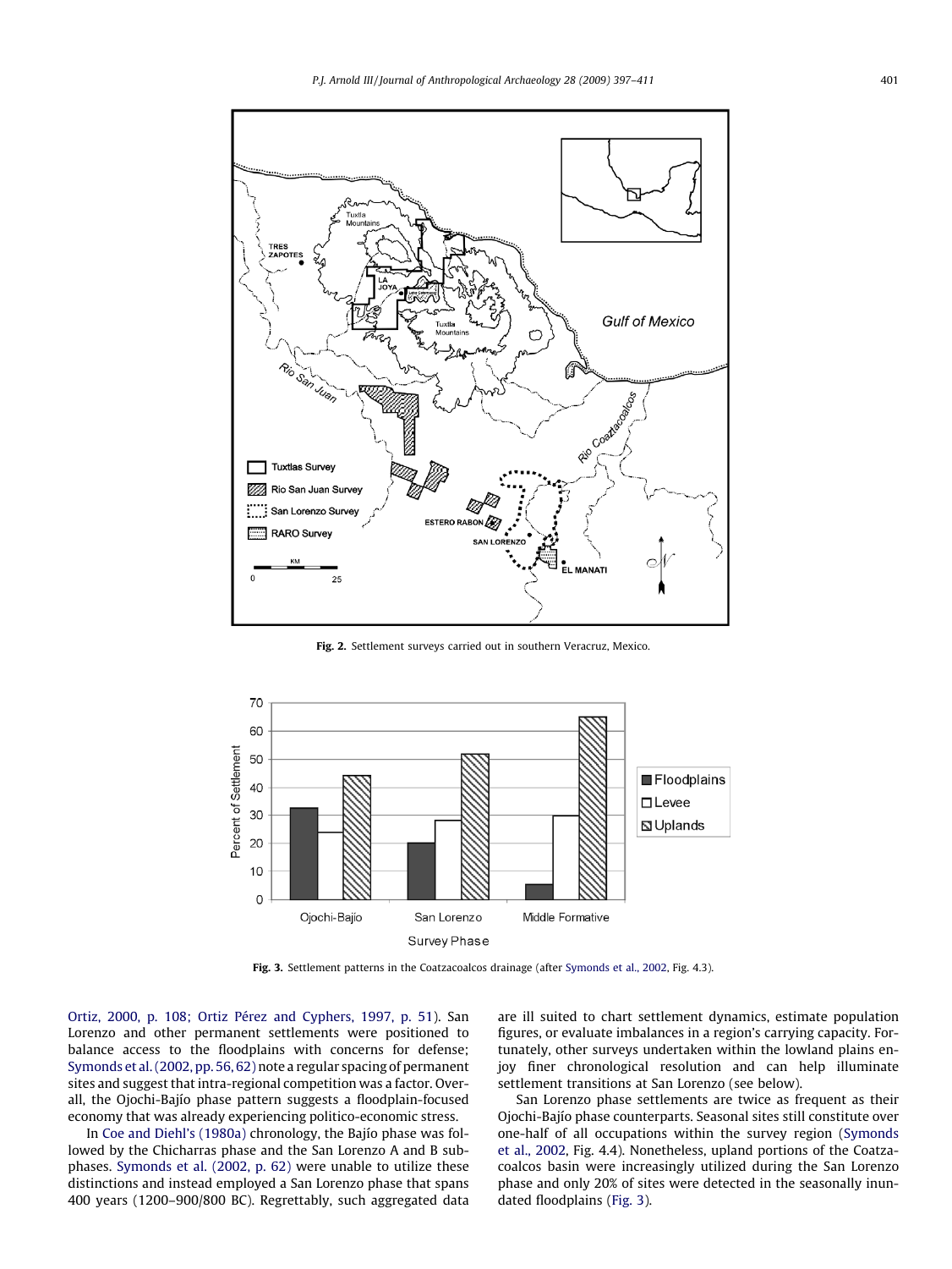Fig. 2. Settlement surveys carried out in southern Veracruz, Mexico.

Fig. 3. Settlement patterns in the Coatzacoalcos drainage (after Symonds et al., 2002, Fig. 4.3).

Ortiz, 2000, p. 108; Ortiz Pérez and Cyphers, 1997, p. 51). San Lorenzo and other permanent settlements were positioned to balance access to the floodplains with concerns for defense; Symonds et al. (2002, pp. 56, 62) note a regular spacing of permanent sites and suggest that intra-regional competition was a factor. Overall, the Ojochi-Bajío phase pattern suggests a floodplain-focused economy that was already experiencing politico-economic stress.

In Coe and Diehl's (1980a) chronology, the Bajío phase was followed by the Chicharras phase and the San Lorenzo A and B subphases. Symonds et al. (2002, p. 62) were unable to utilize these distinctions and instead employed a San Lorenzo phase that spans 400 years (1200–900/800 BC). Regrettably, such aggregated data are ill suited to chart settlement dynamics, estimate population figures, or evaluate imbalances in a region's carrying capacity. Fortunately, other surveys undertaken within the lowland plains enjoy finer chronological resolution and can help illuminate settlement transitions at San Lorenzo (see below).

San Lorenzo phase settlements are twice as frequent as their Ojochi-Bajío phase counterparts. Seasonal sites still constitute over one-half of all occupations within the survey region (Symonds et al., 2002, Fig. 4.4). Nonetheless, upland portions of the Coatzacoalcos basin were increasingly utilized during the San Lorenzo phase and only 20% of sites were detected in the seasonally inundated floodplains (Fig. 3).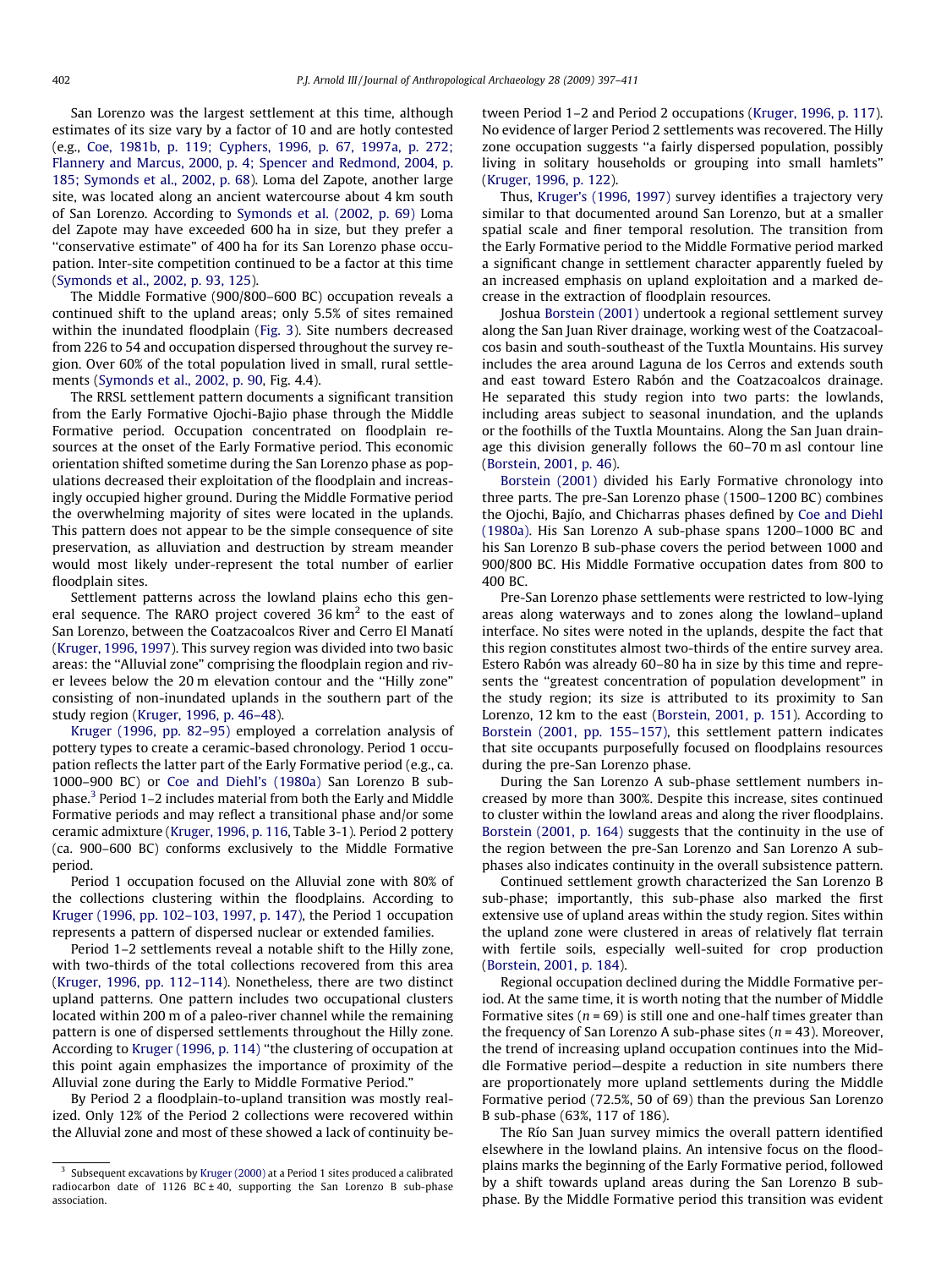San Lorenzo was the largest settlement at this time, although estimates of its size vary by a factor of 10 and are hotly contested (e.g., Coe, 1981b, p. 119; Cyphers, 1996, p. 67, 1997a, p. 272; Flannery and Marcus, 2000, p. 4; Spencer and Redmond, 2004, p. 185; Symonds et al., 2002, p. 68). Loma del Zapote, another large site, was located along an ancient watercourse about 4 km south of San Lorenzo. According to Symonds et al. (2002, p. 69) Loma del Zapote may have exceeded 600 ha in size, but they prefer a "conservative estimate" of 400 ha for its San Lorenzo phase occupation. Inter-site competition continued to be a factor at this time (Symonds et al., 2002, p. 93, 125).

The Middle Formative (900/800–600 BC) occupation reveals a continued shift to the upland areas; only 5.5% of sites remained within the inundated floodplain (Fig. 3). Site numbers decreased from 226 to 54 and occupation dispersed throughout the survey region. Over 60% of the total population lived in small, rural settlements (Symonds et al., 2002, p. 90, Fig. 4.4).

The RRSL settlement pattern documents a significant transition from the Early Formative Ojochi-Bajío phase through the Middle Formative period. Occupation concentrated on floodplain resources at the onset of the Early Formative period. This economic orientation shifted sometime during the San Lorenzo phase as populations decreased their exploitation of the floodplain and increasingly occupied higher ground. During the Middle Formative period the overwhelming majority of sites were located in the uplands. This pattern does not appear to be the simple consequence of site preservation, as alluviation and destruction by stream meander would most likely under-represent the total number of earlier floodplain sites.

Settlement patterns across the lowland plains echo this general sequence. The RARO project covered 36 km$^2$ to the east of San Lorenzo, between the Coatzacoalcos River and Cerro El Manatí (Kruger, 1996, 1997). This survey region was divided into two basic areas: the "Alluvial zone" comprising the floodplain region and river levees below the 20 m elevation contour and the "Hilly zone" consisting of non-inundated uplands in the southern part of the study region (Kruger, 1996, p. 46–48).

Kruger (1996, pp. 82–95) employed a correlation analysis of pottery types to create a ceramic-based chronology. Period 1 occupation reflects the latter part of the Early Formative period (e.g., ca. 1000–900 BC) or Coe and Diehl's (1980a) San Lorenzo B subphase.[3] Period 1–2 includes material from both the Early and Middle Formative periods and may reflect a transitional phase and/or some ceramic admixture (Kruger, 1996, p. 116, Table 3-1). Period 2 pottery (ca. 900–600 BC) conforms exclusively to the Middle Formative period.

Period 1 occupation focused on the Alluvial zone with 80% of the collections clustering within the floodplains. According to Kruger (1996, pp. 102–103, 1997, p. 147), the Period 1 occupation represents a pattern of dispersed nuclear or extended families.

Period 1–2 settlements reveal a notable shift to the Hilly zone, with two-thirds of the total collections recovered from this area (Kruger, 1996, pp. 112–114). Nonetheless, there are two distinct upland patterns. One pattern includes two occupational clusters located within 200 m of a paleo-river channel while the remaining pattern is one of dispersed settlements throughout the Hilly zone. According to Kruger (1996, p. 114) "the clustering of occupation at this point again emphasizes the importance of proximity of the Alluvial zone during the Early to Middle Formative Period."

By Period 2 a floodplain-to-upland transition was mostly realized. Only 12% of the Period 2 collections were recovered within the Alluvial zone and most of these showed a lack of continuity between Period 1–2 and Period 2 occupations (Kruger, 1996, p. 117). No evidence of larger Period 2 settlements was recovered. The Hilly zone occupation suggests "a fairly dispersed population, possibly living in solitary households or grouping into small hamlets" (Kruger, 1996, p. 122).

Thus, Kruger's (1996, 1997) survey identifies a trajectory very similar to that documented around San Lorenzo, but at a smaller spatial scale and finer temporal resolution. The transition from the Early Formative period to the Middle Formative period marked a significant change in settlement character apparently fueled by an increased emphasis on upland exploitation and a marked decrease in the extraction of floodplain resources.

Joshua Borstein (2001) undertook a regional settlement survey along the San Juan River drainage, working west of the Coatzacoalcos basin and south-southeast of the Tuxtla Mountains. His survey includes the area around Laguna de los Cerros and extends south and east toward Estero Rabón and the Coatzacoalcos drainage. He separated this study region into two parts: the lowlands, including areas subject to seasonal inundation, and the uplands or the foothills of the Tuxtla Mountains. Along the San Juan drainage this division generally follows the 60–70 m asl contour line (Borstein, 2001, p. 46).

Borstein (2001) divided his Early Formative chronology into three parts. The pre-San Lorenzo phase (1500–1200 BC) combines the Ojochi, Bajío, and Chicharras phases defined by Coe and Diehl (1980a). His San Lorenzo A sub-phase spans 1200–1000 BC and his San Lorenzo B sub-phase covers the period between 1000 and 900/800 BC. His Middle Formative occupation dates from 800 to 400 BC.

Pre-San Lorenzo phase settlements were restricted to low-lying areas along waterways and to zones along the lowland–upland interface. No sites were noted in the uplands, despite the fact that this region constitutes almost two-thirds of the entire survey area. Estero Rabón was already 60–80 ha in size by this time and represents the "greatest concentration of population development" in the study region; its size is attributed to its proximity to San Lorenzo, 12 km to the east (Borstein, 2001, p. 151). According to Borstein (2001, pp. 155–157), this settlement pattern indicates that site occupants purposefully focused on floodplains resources during the pre-San Lorenzo phase.

During the San Lorenzo A sub-phase settlement numbers increased by more than 300%. Despite this increase, sites continued to cluster within the lowland areas and along the river floodplains. Borstein (2001, p. 164) suggests that the continuity in the use of the region between the pre-San Lorenzo and San Lorenzo A subphases also indicates continuity in the overall subsistence pattern.

Continued settlement growth characterized the San Lorenzo B sub-phase; importantly, this sub-phase also marked the first extensive use of upland areas within the study region. Sites within the upland zone were clustered in areas of relatively flat terrain with fertile soils, especially well-suited for crop production (Borstein, 2001, p. 184).

Regional occupation declined during the Middle Formative period. At the same time, it is worth noting that the number of Middle Formative sites ($n = 69$) is still one and one-half times greater than the frequency of San Lorenzo A sub-phase sites ($n = 43$). Moreover, the trend of increasing upland occupation continues into the Middle Formative period—despite a reduction in site numbers there are proportionately more upland settlements during the Middle Formative period (72.5%, 50 of 69) than the previous San Lorenzo B sub-phase (63%, 117 of 186).

The Río San Juan survey mimics the overall pattern identified elsewhere in the lowland plains. An intensive focus on the floodplains marks the beginning of the Early Formative period, followed by a shift towards upland areas during the San Lorenzo B sub-phase. By the Middle Formative period this transition was evident

[3] Subsequent excavations by Kruger (2000) at a Period 1 sites produced a calibrated radiocarbon date of 1126 BC ± 40, supporting the San Lorenzo B sub-phase association.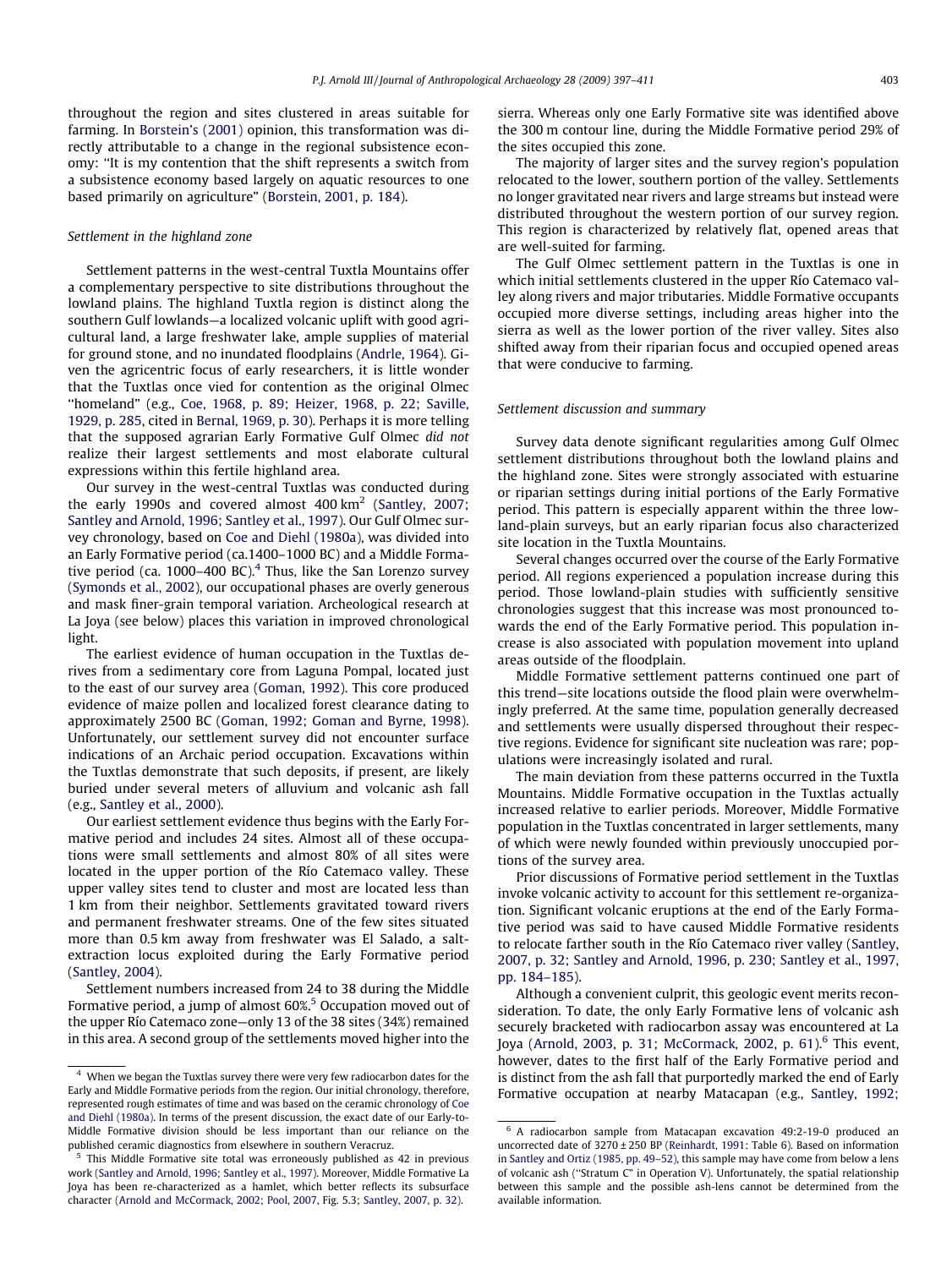throughout the region and sites clustered in areas suitable for farming. In Borstein's (2001) opinion, this transformation was directly attributable to a change in the regional subsistence economy: "It is my contention that the shift represents a switch from a subsistence economy based largely on aquatic resources to one based primarily on agriculture" (Borstein, 2001, p. 184).

### Settlement in the highland zone

Settlement patterns in the west-central Tuxtla Mountains offer a complementary perspective to site distributions throughout the lowland plains. The highland Tuxtla region is distinct along the southern Gulf lowlands—a localized volcanic uplift with good agricultural land, a large freshwater lake, ample supplies of material for ground stone, and no inundated floodplains (Andrle, 1964). Given the agricentric focus of early researchers, it is little wonder that the Tuxtlas once vied for contention as the original Olmec "homeland" (e.g., Coe, 1968, p. 89; Heizer, 1968, p. 22; Saville, 1929, p. 285, cited in Bernal, 1969, p. 30). Perhaps it is more telling that the supposed agrarian Early Formative Gulf Olmec *did not* realize their largest settlements and most elaborate cultural expressions within this fertile highland area.

Our survey in the west-central Tuxtlas was conducted during the early 1990s and covered almost 400 km$^2$ (Santley, 2007; Santley and Arnold, 1996; Santley et al., 1997). Our Gulf Olmec survey chronology, based on Coe and Diehl (1980a), was divided into an Early Formative period (ca.1400–1000 BC) and a Middle Formative period (ca. 1000–400 BC).[4] Thus, like the San Lorenzo survey (Symonds et al., 2002), our occupational phases are overly generous and mask finer-grain temporal variation. Archeological research at La Joya (see below) places this variation in improved chronological light.

The earliest evidence of human occupation in the Tuxtlas derives from a sedimentary core from Laguna Pompal, located just to the east of our survey area (Goman, 1992). This core produced evidence of maize pollen and localized forest clearance dating to approximately 2500 BC (Goman, 1992; Goman and Byrne, 1998). Unfortunately, our settlement survey did not encounter surface indications of an Archaic period occupation. Excavations within the Tuxtlas demonstrate that such deposits, if present, are likely buried under several meters of alluvium and volcanic ash fall (e.g., Santley et al., 2000).

Our earliest settlement evidence thus begins with the Early Formative period and includes 24 sites. Almost all of these occupations were small settlements and almost 80% of all sites were located in the upper portion of the Río Catemaco valley. These upper valley sites tend to cluster and most are located less than 1 km from their neighbor. Settlements gravitated toward rivers and permanent freshwater streams. One of the few sites situated more than 0.5 km away from freshwater was El Salado, a salt-extraction locus exploited during the Early Formative period (Santley, 2004).

Settlement numbers increased from 24 to 38 during the Middle Formative period, a jump of almost 60%.[5] Occupation moved out of the upper Río Catemaco zone—only 13 of the 38 sites (34%) remained in this area. A second group of the settlements moved higher into the sierra. Whereas only one Early Formative site was identified above the 300 m contour line, during the Middle Formative period 29% of the sites occupied this zone.

The majority of larger sites and the survey region's population relocated to the lower, southern portion of the valley. Settlements no longer gravitated near rivers and large streams but instead were distributed throughout the western portion of our survey region. This region is characterized by relatively flat, opened areas that are well-suited for farming.

The Gulf Olmec settlement pattern in the Tuxtlas is one in which initial settlements clustered in the upper Río Catemaco valley along rivers and major tributaries. Middle Formative occupants occupied more diverse settings, including areas higher into the sierra as well as the lower portion of the river valley. Sites also shifted away from their riparian focus and occupied opened areas that were conducive to farming.

### Settlement discussion and summary

Survey data denote significant regularities among Gulf Olmec settlement distributions throughout both the lowland plains and the highland zone. Sites were strongly associated with estuarine or riparian settings during initial portions of the Early Formative period. This pattern is especially apparent within the three lowland-plain surveys, but an early riparian focus also characterized site location in the Tuxtla Mountains.

Several changes occurred over the course of the Early Formative period. All regions experienced a population increase during this period. Those lowland-plain studies with sufficiently sensitive chronologies suggest that this increase was most pronounced towards the end of the Early Formative period. This population increase is also associated with population movement into upland areas outside of the floodplain.

Middle Formative settlement patterns continued one part of this trend—site locations outside the flood plain were overwhelmingly preferred. At the same time, population generally decreased and settlements were usually dispersed throughout their respective regions. Evidence for significant site nucleation was rare; populations were increasingly isolated and rural.

The main deviation from these patterns occurred in the Tuxtla Mountains. Middle Formative occupation in the Tuxtlas actually increased relative to earlier periods. Moreover, Middle Formative population in the Tuxtlas concentrated in larger settlements, many of which were newly founded within previously unoccupied portions of the survey area.

Prior discussions of Formative period settlement in the Tuxtlas invoke volcanic activity to account for this settlement re-organization. Significant volcanic eruptions at the end of the Early Formative period was said to have caused Middle Formative residents to relocate farther south in the Río Catemaco river valley (Santley, 2007, p. 32; Santley and Arnold, 1996, p. 230; Santley et al., 1997, pp. 184–185).

Although a convenient culprit, this geologic event merits reconsideration. To date, the only Early Formative lens of volcanic ash securely bracketed with radiocarbon assay was encountered at La Joya (Arnold, 2003, p. 31; McCormack, 2002, p. 61).[6] This event, however, dates to the first half of the Early Formative period and is distinct from the ash fall that purportedly marked the end of Early Formative occupation at nearby Matacapan (e.g., Santley, 1992;

---

[4] When we began the Tuxtlas survey there were very few radiocarbon dates for the Early and Middle Formative periods from the region. Our initial chronology, therefore, represented rough estimates of time and was based on the ceramic chronology of Coe and Diehl (1980a). In terms of the present discussion, the exact date of our Early-to-Middle Formative division should be less important than our reliance on the published ceramic diagnostics from elsewhere in southern Veracruz.

[5] This Middle Formative site total was erroneously published as 42 in previous work (Santley and Arnold, 1996; Santley et al., 1997). Moreover, Middle Formative La Joya has been re-characterized as a hamlet, which better reflects its subsurface character (Arnold and McCormack, 2002; Pool, 2007, Fig. 5.3; Santley, 2007, p. 32).

[6] A radiocarbon sample from Matacapan excavation 49:2-19-0 produced an uncorrected date of 3270 ± 250 BP (Reinhardt, 1991: Table 6). Based on information in Santley and Ortiz (1985, pp. 49–52), this sample may have come from below a lens of volcanic ash ("Stratum C" in Operation V). Unfortunately, the spatial relationship between this sample and the possible ash-lens cannot be determined from the available information.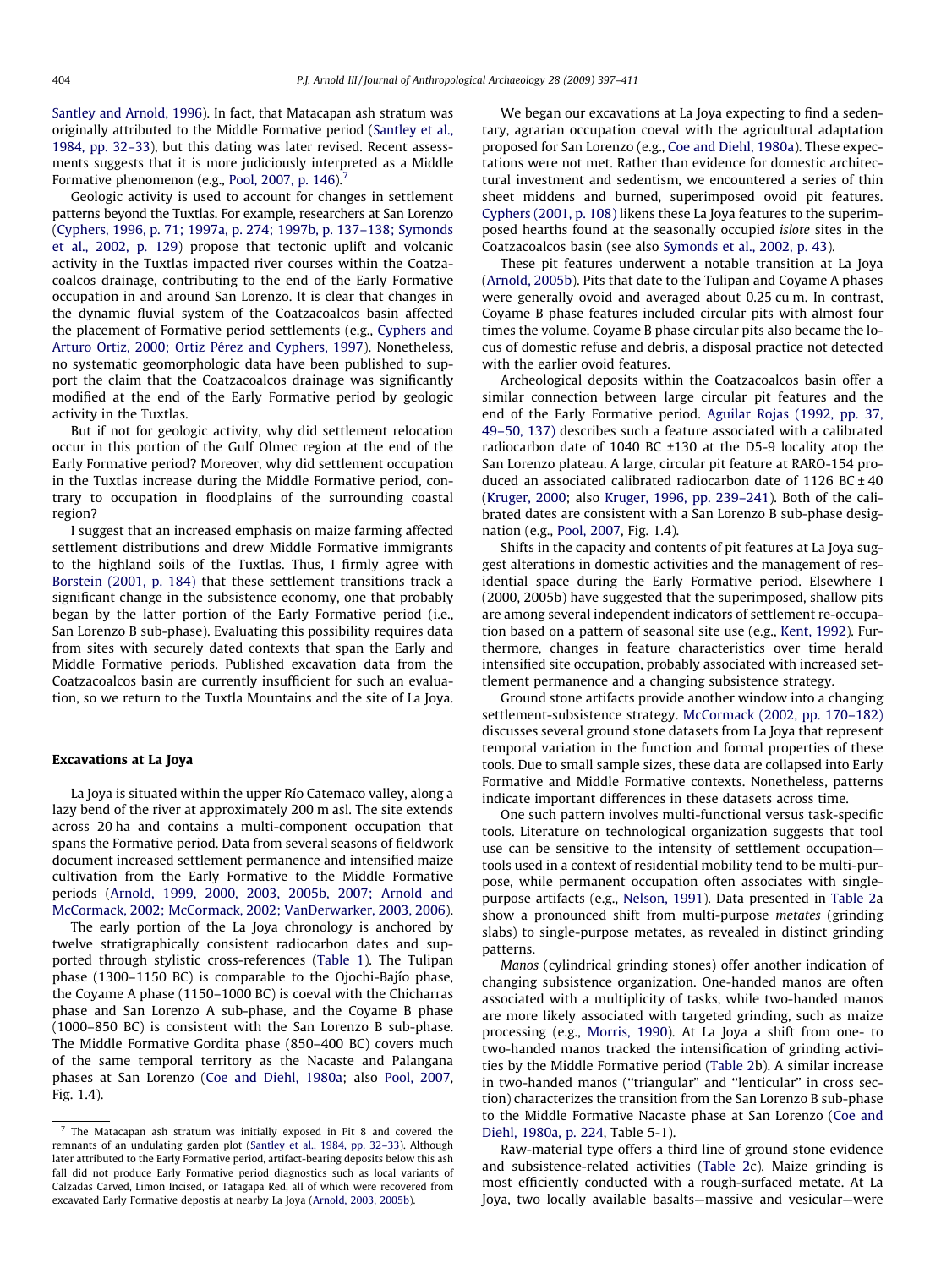Santley and Arnold, 1996). In fact, that Matacapan ash stratum was originally attributed to the Middle Formative period (Santley et al., 1984, pp. 32–33), but this dating was later revised. Recent assessments suggests that it is more judiciously interpreted as a Middle Formative phenomenon (e.g., Pool, 2007, p. 146).[7]

Geologic activity is used to account for changes in settlement patterns beyond the Tuxtlas. For example, researchers at San Lorenzo (Cyphers, 1996, p. 71; 1997a, p. 274; 1997b, p. 137–138; Symonds et al., 2002, p. 129) propose that tectonic uplift and volcanic activity in the Tuxtlas impacted river courses within the Coatzacoalcos drainage, contributing to the end of the Early Formative occupation in and around San Lorenzo. It is clear that changes in the dynamic fluvial system of the Coatzacoalcos basin affected the placement of Formative period settlements (e.g., Cyphers and Arturo Ortiz, 2000; Ortiz Pérez and Cyphers, 1997). Nonetheless, no systematic geomorphologic data have been published to support the claim that the Coatzacoalcos drainage was significantly modified at the end of the Early Formative period by geologic activity in the Tuxtlas.

But if not for geologic activity, why did settlement relocation occur in this portion of the Gulf Olmec region at the end of the Early Formative period? Moreover, why did settlement occupation in the Tuxtlas increase during the Middle Formative period, contrary to occupation in floodplains of the surrounding coastal region?

I suggest that an increased emphasis on maize farming affected settlement distributions and drew Middle Formative immigrants to the highland soils of the Tuxtlas. Thus, I firmly agree with Borstein (2001, p. 184) that these settlement transitions track a significant change in the subsistence economy, one that probably began by the latter portion of the Early Formative period (i.e., San Lorenzo B sub-phase). Evaluating this possibility requires data from sites with securely dated contexts that span the Early and Middle Formative periods. Published excavation data from the Coatzacoalcos basin are currently insufficient for such an evaluation, so we return to the Tuxtla Mountains and the site of La Joya.

## Excavations at La Joya

La Joya is situated within the upper Río Catemaco valley, along a lazy bend of the river at approximately 200 m asl. The site extends across 20 ha and contains a multi-component occupation that spans the Formative period. Data from several seasons of fieldwork document increased settlement permanence and intensified maize cultivation from the Early Formative to the Middle Formative periods (Arnold, 1999, 2000, 2003, 2005b, 2007; Arnold and McCormack, 2002; McCormack, 2002; VanDerwarker, 2003, 2006).

The early portion of the La Joya chronology is anchored by twelve stratigraphically consistent radiocarbon dates and supported through stylistic cross-references (Table 1). The Tulipan phase (1300–1150 BC) is comparable to the Ojochi-Bajío phase, the Coyame A phase (1150–1000 BC) is coeval with the Chicharras phase and San Lorenzo A sub-phase, and the Coyame B phase (1000–850 BC) is consistent with the San Lorenzo B sub-phase. The Middle Formative Gordita phase (850–400 BC) covers much of the same temporal territory as the Nacaste and Palangana phases at San Lorenzo (Coe and Diehl, 1980a; also Pool, 2007, Fig. 1.4).

We began our excavations at La Joya expecting to find a sedentary, agrarian occupation coeval with the agricultural adaptation proposed for San Lorenzo (e.g., Coe and Diehl, 1980a). These expectations were not met. Rather than evidence for domestic architectural investment and sedentism, we encountered a series of thin sheet middens and burned, superimposed ovoid pit features. Cyphers (2001, p. 108) likens these La Joya features to the superimposed hearths found at the seasonally occupied *islote* sites in the Coatzacoalcos basin (see also Symonds et al., 2002, p. 43).

These pit features underwent a notable transition at La Joya (Arnold, 2005b). Pits that date to the Tulipan and Coyame A phases were generally ovoid and averaged about 0.25 cu m. In contrast, Coyame B phase features included circular pits with almost four times the volume. Coyame B phase circular pits also became the locus of domestic refuse and debris, a disposal practice not detected with the earlier ovoid features.

Archeological deposits within the Coatzacoalcos basin offer a similar connection between large circular pit features and the end of the Early Formative period. Aguilar Rojas (1992, pp. 37, 49–50, 137) describes such a feature associated with a calibrated radiocarbon date of 1040 BC ±130 at the D5-9 locality atop the San Lorenzo plateau. A large, circular pit feature at RARO-154 produced an associated calibrated radiocarbon date of 1126 BC ± 40 (Kruger, 2000; also Kruger, 1996, pp. 239–241). Both of the calibrated dates are consistent with a San Lorenzo B sub-phase designation (e.g., Pool, 2007, Fig. 1.4).

Shifts in the capacity and contents of pit features at La Joya suggest alterations in domestic activities and the management of residential space during the Early Formative period. Elsewhere I (2000, 2005b) have suggested that the superimposed, shallow pits are among several independent indicators of settlement re-occupation based on a pattern of seasonal site use (e.g., Kent, 1992). Furthermore, changes in feature characteristics over time herald intensified site occupation, probably associated with increased settlement permanence and a changing subsistence strategy.

Ground stone artifacts provide another window into a changing settlement-subsistence strategy. McCormack (2002, pp. 170–182) discusses several ground stone datasets from La Joya that represent temporal variation in the function and formal properties of these tools. Due to small sample sizes, these data are collapsed into Early Formative and Middle Formative contexts. Nonetheless, patterns indicate important differences in these datasets across time.

One such pattern involves multi-functional versus task-specific tools. Literature on technological organization suggests that tool use can be sensitive to the intensity of settlement occupation—tools used in a context of residential mobility tend to be multi-purpose, while permanent occupation often associates with single-purpose artifacts (e.g., Nelson, 1991). Data presented in Table 2a show a pronounced shift from multi-purpose *metates* (grinding slabs) to single-purpose metates, as revealed in distinct grinding patterns.

*Manos* (cylindrical grinding stones) offer another indication of changing subsistence organization. One-handed manos are often associated with a multiplicity of tasks, while two-handed manos are more likely associated with targeted grinding, such as maize processing (e.g., Morris, 1990). At La Joya a shift from one- to two-handed manos tracked the intensification of grinding activities by the Middle Formative period (Table 2b). A similar increase in two-handed manos ("triangular" and "lenticular" in cross section) characterizes the transition from the San Lorenzo B sub-phase to the Middle Formative Nacaste phase at San Lorenzo (Coe and Diehl, 1980a, p. 224, Table 5-1).

Raw-material type offers a third line of ground stone evidence and subsistence-related activities (Table 2c). Maize grinding is most efficiently conducted with a rough-surfaced metate. At La Joya, two locally available basalts—massive and vesicular—were

[7] The Matacapan ash stratum was initially exposed in Pit 8 and covered the remnants of an undulating garden plot (Santley et al., 1984, pp. 32–33). Although later attributed to the Early Formative period, artifact-bearing deposits below this ash fall did not produce Early Formative period diagnostics such as local variants of Calzadas Carved, Limon Incised, or Tatagapa Red, all of which were recovered from excavated Early Formative depostis at nearby La Joya (Arnold, 2003, 2005b).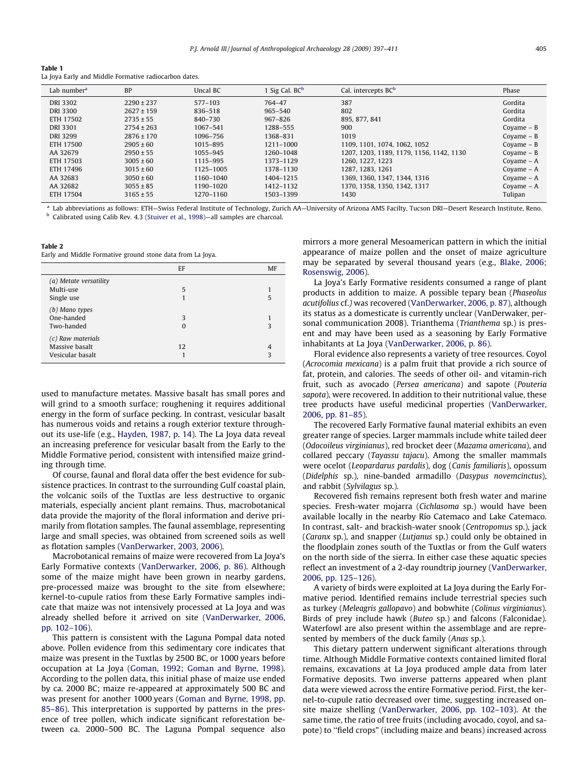**Table 1**
La Joya Early and Middle Formative radiocarbon dates.

| Lab number[a] | BP | Uncal BC | 1 Sig Cal. BC[b] | Cal. intercepts BC[b] | Phase |
|---|---|---|---|---|---|
| DRI 3302 | 2290 ± 237 | 577–103 | 764–47 | 387 | Gordita |
| DRI 3300 | 2627 ± 159 | 836–518 | 965–540 | 802 | Gordita |
| ETH 17502 | 2735 ± 55 | 840–730 | 967–826 | 895, 877, 841 | Gordita |
| DRI 3301 | 2754 ± 263 | 1067–541 | 1288–555 | 900 | Coyame – B |
| DRI 3299 | 2876 ± 170 | 1096–756 | 1368–831 | 1019 | Coyame – B |
| ETH 17500 | 2905 ± 60 | 1015–895 | 1211–1000 | 1109, 1101, 1074, 1062, 1052 | Coyame – B |
| AA 32679 | 2950 ± 55 | 1055–945 | 1260–1048 | 1207, 1203, 1189, 1179, 1156, 1142, 1130 | Coyame – B |
| ETH 17503 | 3005 ± 60 | 1115–995 | 1373–1129 | 1260, 1227, 1223 | Coyame – A |
| ETH 17496 | 3015 ± 60 | 1125–1005 | 1378–1130 | 1287, 1283, 1261 | Coyame – A |
| AA 32683 | 3050 ± 60 | 1160–1040 | 1404–1215 | 1369, 1360, 1347, 1344, 1316 | Coyame – A |
| AA 32682 | 3055 ± 85 | 1190–1020 | 1412–1132 | 1370, 1358, 1350, 1342, 1317 | Coyame – A |
| ETH 17504 | 3165 ± 55 | 1270–1160 | 1503–1399 | 1430 | Tulipan |

[a] Lab abbreviations as follows: ETH—Swiss Federal Institute of Technology, Zurich AA—University of Arizona AMS Facilty, Tucson DRI—Desert Research Institute, Reno.
[b] Calibrated using Calib Rev. 4.3 (Stuiver et al., 1998)—all samples are charcoal.

**Table 2**
Early and Middle Formative ground stone data from La Joya.

| | EF | MF |
|---|---|---|
| *(a) Metate versatility* | | |
| Multi-use | 5 | 1 |
| Single use | 1 | 5 |
| *(b) Mano types* | | |
| One-handed | 3 | 1 |
| Two-handed | 0 | 3 |
| *(c) Raw materials* | | |
| Massive basalt | 12 | 4 |
| Vesicular basalt | 1 | 3 |

used to manufacture metates. Massive basalt has small pores and will grind to a smooth surface; roughening it requires additional energy in the form of surface pecking. In contrast, vesicular basalt has numerous voids and retains a rough exterior texture throughout its use-life (e.g., Hayden, 1987, p. 14). The La Joya data reveal an increasing preference for vesicular basalt from the Early to the Middle Formative period, consistent with intensified maize grinding through time.

Of course, faunal and floral data offer the best evidence for subsistence practices. In contrast to the surrounding Gulf coastal plain, the volcanic soils of the Tuxtlas are less destructive to organic materials, especially ancient plant remains. Thus, macrobotanical data provide the majority of the floral information and derive primarily from flotation samples. The faunal assemblage, representing large and small species, was obtained from screened soils as well as flotation samples (VanDerwarker, 2003, 2006).

Macrobotanical remains of maize were recovered from La Joya's Early Formative contexts (VanDerwarker, 2006, p. 86). Although some of the maize might have been grown in nearby gardens, pre-processed maize was brought to the site from elsewhere; kernel-to-cupule ratios from these Early Formative samples indicate that maize was not intensively processed at La Joya and was already shelled before it arrived on site (VanDerwarker, 2006, pp. 102–106).

This pattern is consistent with the Laguna Pompal data noted above. Pollen evidence from this sedimentary core indicates that maize was present in the Tuxtlas by 2500 BC, or 1000 years before occupation at La Joya (Goman, 1992; Goman and Byrne, 1998). According to the pollen data, this initial phase of maize use ended by ca. 2000 BC; maize re-appeared at approximately 500 BC and was present for another 1000 years (Goman and Byrne, 1998, pp. 85–86). This interpretation is supported by patterns in the presence of tree pollen, which indicate significant reforestation between ca. 2000–500 BC. The Laguna Pompal sequence also mirrors a more general Mesoamerican pattern in which the initial appearance of maize pollen and the onset of maize agriculture may be separated by several thousand years (e.g., Blake, 2006; Rosenswig, 2006).

La Joya's Early Formative residents consumed a range of plant products in addition to maize. A possible tepary bean (*Phaseolus acutifolius* cf.) was recovered (VanDerwarker, 2006, p. 87), although its status as a domesticate is currently unclear (VanDerwaker, personal communication 2008). Trianthema (*Trianthema* sp.) is present and may have been used as a seasoning by Early Formative inhabitants at La Joya (VanDerwarker, 2006, p. 86).

Floral evidence also represents a variety of tree resources. Coyol (*Acrocomia mexicana*) is a palm fruit that provide a rich source of fat, protein, and calories. The seeds of other oil- and vitamin-rich fruit, such as avocado (*Persea americana*) and sapote (*Pouteria sapota*), were recovered. In addition to their nutritional value, these tree products have useful medicinal properties (VanDerwarker, 2006, pp. 81–85).

The recovered Early Formative faunal material exhibits an even greater range of species. Larger mammals include white tailed deer (*Odocoileus virginianus*), red brocket deer (*Mazama americana*), and collared peccary (*Tayassu tajacu*). Among the smaller mammals were ocelot (*Leopardarus pardalis*), dog (*Canis familiaris*), opossum (*Didelphis* sp.), nine-banded armadillo (*Dasypus novemcinctus*), and rabbit (*Sylvilagus* sp.).

Recovered fish remains represent both fresh water and marine species. Fresh-water mojarra (*Cichlasoma* sp.) would have been available locally in the nearby Río Catemaco and Lake Catemaco. In contrast, salt- and brackish-water snook (*Centropomus* sp.), jack (*Caranx* sp.), and snapper (*Lutjanus* sp.) could only be obtained in the floodplain zones south of the Tuxtlas or from the Gulf waters on the north side of the sierra. In either case these aquatic species reflect an investment of a 2-day roundtrip journey (VanDerwarker, 2006, pp. 125–126).

A variety of birds were exploited at La Joya during the Early Formative period. Identified remains include terrestrial species such as turkey (*Meleagris gallopavo*) and bobwhite (*Colinus virginianus*). Birds of prey include hawk (*Buteo* sp.) and falcons (Falconidae). Waterfowl are also present within the assemblage and are represented by members of the duck family (*Anas* sp.).

This dietary pattern underwent significant alterations through time. Although Middle Formative contexts contained limited floral remains, excavations at La Joya produced ample data from later Formative deposits. Two inverse patterns appeared when plant data were viewed across the entire Formative period. First, the kernel-to-cupule ratio decreased over time, suggesting increased on-site maize shelling (VanDerwarker, 2006, pp. 102–103). At the same time, the ratio of tree fruits (including avocado, coyol, and sapote) to "field crops" (including maize and beans) increased across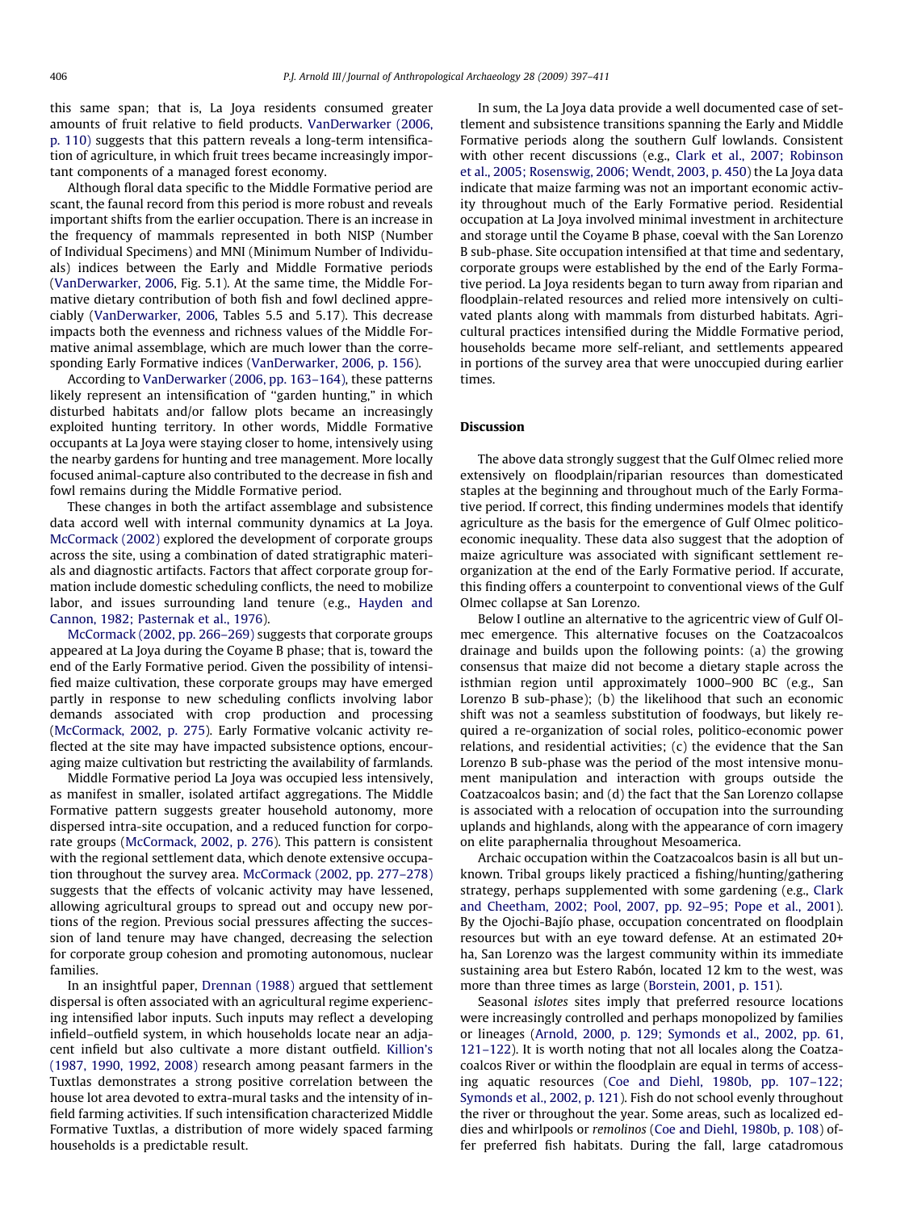this same span; that is, La Joya residents consumed greater amounts of fruit relative to field products. VanDerwarker (2006, p. 110) suggests that this pattern reveals a long-term intensification of agriculture, in which fruit trees became increasingly important components of a managed forest economy.

Although floral data specific to the Middle Formative period are scant, the faunal record from this period is more robust and reveals important shifts from the earlier occupation. There is an increase in the frequency of mammals represented in both NISP (Number of Individual Specimens) and MNI (Minimum Number of Individuals) indices between the Early and Middle Formative periods (VanDerwarker, 2006, Fig. 5.1). At the same time, the Middle Formative dietary contribution of both fish and fowl declined appreciably (VanDerwarker, 2006, Tables 5.5 and 5.17). This decrease impacts both the evenness and richness values of the Middle Formative animal assemblage, which are much lower than the corresponding Early Formative indices (VanDerwarker, 2006, p. 156).

According to VanDerwarker (2006, pp. 163–164), these patterns likely represent an intensification of "garden hunting," in which disturbed habitats and/or fallow plots became an increasingly exploited hunting territory. In other words, Middle Formative occupants at La Joya were staying closer to home, intensively using the nearby gardens for hunting and tree management. More locally focused animal-capture also contributed to the decrease in fish and fowl remains during the Middle Formative period.

These changes in both the artifact assemblage and subsistence data accord well with internal community dynamics at La Joya. McCormack (2002) explored the development of corporate groups across the site, using a combination of dated stratigraphic materials and diagnostic artifacts. Factors that affect corporate group formation include domestic scheduling conflicts, the need to mobilize labor, and issues surrounding land tenure (e.g., Hayden and Cannon, 1982; Pasternak et al., 1976).

McCormack (2002, pp. 266–269) suggests that corporate groups appeared at La Joya during the Coyame B phase; that is, toward the end of the Early Formative period. Given the possibility of intensified maize cultivation, these corporate groups may have emerged partly in response to new scheduling conflicts involving labor demands associated with crop production and processing (McCormack, 2002, p. 275). Early Formative volcanic activity reflected at the site may have impacted subsistence options, encouraging maize cultivation but restricting the availability of farmlands.

Middle Formative period La Joya was occupied less intensively, as manifest in smaller, isolated artifact aggregations. The Middle Formative pattern suggests greater household autonomy, more dispersed intra-site occupation, and a reduced function for corporate groups (McCormack, 2002, p. 276). This pattern is consistent with the regional settlement data, which denote extensive occupation throughout the survey area. McCormack (2002, pp. 277–278) suggests that the effects of volcanic activity may have lessened, allowing agricultural groups to spread out and occupy new portions of the region. Previous social pressures affecting the succession of land tenure may have changed, decreasing the selection for corporate group cohesion and promoting autonomous, nuclear families.

In an insightful paper, Drennan (1988) argued that settlement dispersal is often associated with an agricultural regime experiencing intensified labor inputs. Such inputs may reflect a developing infield–outfield system, in which households locate near an adjacent infield but also cultivate a more distant outfield. Killion's (1987, 1990, 1992, 2008) research among peasant farmers in the Tuxtlas demonstrates a strong positive correlation between the house lot area devoted to extra-mural tasks and the intensity of infield farming activities. If such intensification characterized Middle Formative Tuxtlas, a distribution of more widely spaced farming households is a predictable result.

In sum, the La Joya data provide a well documented case of settlement and subsistence transitions spanning the Early and Middle Formative periods along the southern Gulf lowlands. Consistent with other recent discussions (e.g., Clark et al., 2007; Robinson et al., 2005; Rosenswig, 2006; Wendt, 2003, p. 450) the La Joya data indicate that maize farming was not an important economic activity throughout much of the Early Formative period. Residential occupation at La Joya involved minimal investment in architecture and storage until the Coyame B phase, coeval with the San Lorenzo B sub-phase. Site occupation intensified at that time and sedentary, corporate groups were established by the end of the Early Formative period. La Joya residents began to turn away from riparian and floodplain-related resources and relied more intensively on cultivated plants along with mammals from disturbed habitats. Agricultural practices intensified during the Middle Formative period, households became more self-reliant, and settlements appeared in portions of the survey area that were unoccupied during earlier times.

## Discussion

The above data strongly suggest that the Gulf Olmec relied more extensively on floodplain/riparian resources than domesticated staples at the beginning and throughout much of the Early Formative period. If correct, this finding undermines models that identify agriculture as the basis for the emergence of Gulf Olmec politico-economic inequality. These data also suggest that the adoption of maize agriculture was associated with significant settlement reorganization at the end of the Early Formative period. If accurate, this finding offers a counterpoint to conventional views of the Gulf Olmec collapse at San Lorenzo.

Below I outline an alternative to the agricentric view of Gulf Olmec emergence. This alternative focuses on the Coatzacoalcos drainage and builds upon the following points: (a) the growing consensus that maize did not become a dietary staple across the isthmian region until approximately 1000–900 BC (e.g., San Lorenzo B sub-phase); (b) the likelihood that such an economic shift was not a seamless substitution of foodways, but likely required a re-organization of social roles, politico-economic power relations, and residential activities; (c) the evidence that the San Lorenzo B sub-phase was the period of the most intensive monument manipulation and interaction with groups outside the Coatzacoalcos basin; and (d) the fact that the San Lorenzo collapse is associated with a relocation of occupation into the surrounding uplands and highlands, along with the appearance of corn imagery on elite paraphernalia throughout Mesoamerica.

Archaic occupation within the Coatzacoalcos basin is all but unknown. Tribal groups likely practiced a fishing/hunting/gathering strategy, perhaps supplemented with some gardening (e.g., Clark and Cheetham, 2002; Pool, 2007, pp. 92–95; Pope et al., 2001). By the Ojochi-Bajío phase, occupation concentrated on floodplain resources but with an eye toward defense. At an estimated 20+ ha, San Lorenzo was the largest community within its immediate sustaining area but Estero Rabón, located 12 km to the west, was more than three times as large (Borstein, 2001, p. 151).

Seasonal *islotes* sites imply that preferred resource locations were increasingly controlled and perhaps monopolized by families or lineages (Arnold, 2000, p. 129; Symonds et al., 2002, pp. 61, 121–122). It is worth noting that not all locales along the Coatzacoalcos River or within the floodplain are equal in terms of accessing aquatic resources (Coe and Diehl, 1980b, pp. 107–122; Symonds et al., 2002, p. 121). Fish do not school evenly throughout the river or throughout the year. Some areas, such as localized eddies and whirlpools or *remolinos* (Coe and Diehl, 1980b, p. 108) offer preferred fish habitats. During the fall, large catadromous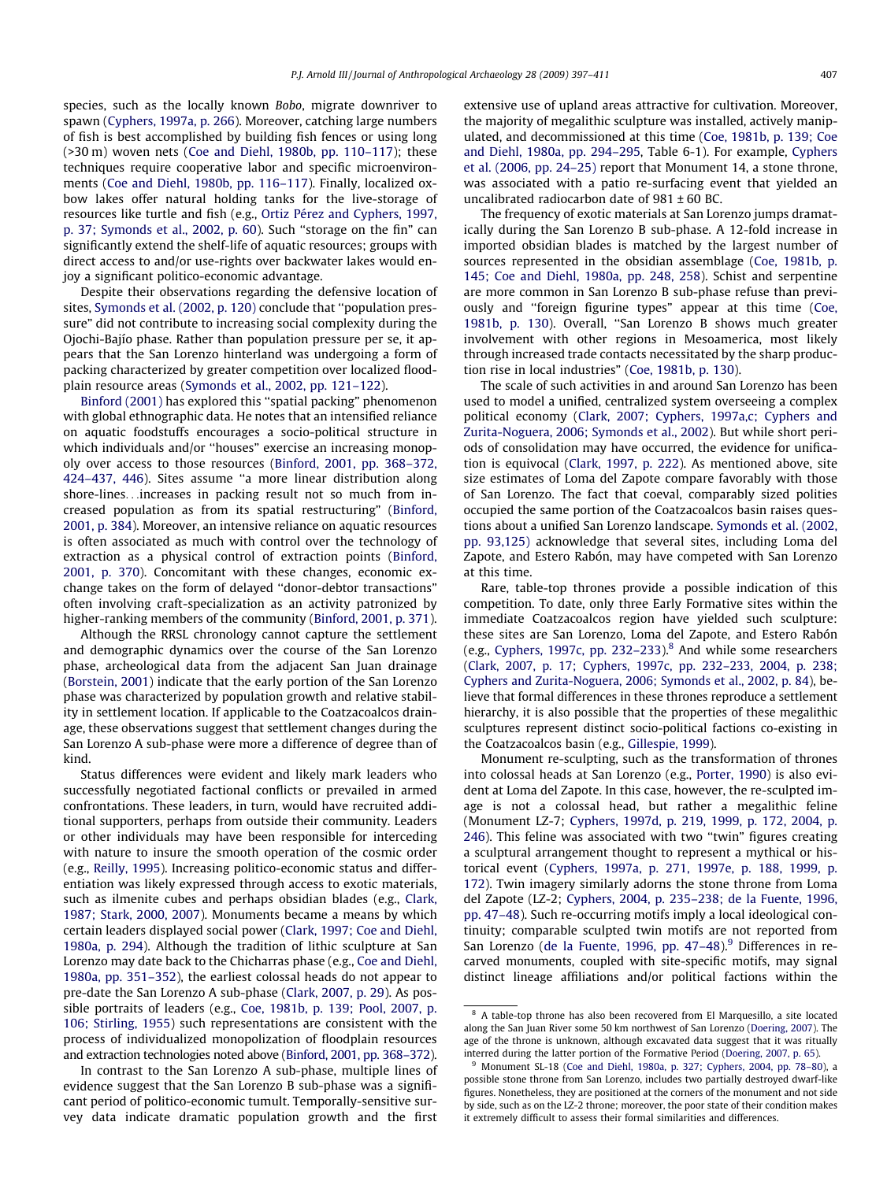species, such as the locally known *Bobo*, migrate downriver to spawn (Cyphers, 1997a, p. 266). Moreover, catching large numbers of fish is best accomplished by building fish fences or using long (>30 m) woven nets (Coe and Diehl, 1980b, pp. 110–117); these techniques require cooperative labor and specific microenvironments (Coe and Diehl, 1980b, pp. 116–117). Finally, localized oxbow lakes offer natural holding tanks for the live-storage of resources like turtle and fish (e.g., Ortiz Pérez and Cyphers, 1997, p. 37; Symonds et al., 2002, p. 60). Such "storage on the fin" can significantly extend the shelf-life of aquatic resources; groups with direct access to and/or use-rights over backwater lakes would enjoy a significant politico-economic advantage.

Despite their observations regarding the defensive location of sites, Symonds et al. (2002, p. 120) conclude that "population pressure" did not contribute to increasing social complexity during the Ojochi-Bajío phase. Rather than population pressure per se, it appears that the San Lorenzo hinterland was undergoing a form of packing characterized by greater competition over localized floodplain resource areas (Symonds et al., 2002, pp. 121–122).

Binford (2001) has explored this "spatial packing" phenomenon with global ethnographic data. He notes that an intensified reliance on aquatic foodstuffs encourages a socio-political structure in which individuals and/or "houses" exercise an increasing monopoly over access to those resources (Binford, 2001, pp. 368–372, 424–437, 446). Sites assume "a more linear distribution along shore-lines…increases in packing result not so much from increased population as from its spatial restructuring" (Binford, 2001, p. 384). Moreover, an intensive reliance on aquatic resources is often associated as much with control over the technology of extraction as a physical control of extraction points (Binford, 2001, p. 370). Concomitant with these changes, economic exchange takes on the form of delayed "donor-debtor transactions" often involving craft-specialization as an activity patronized by higher-ranking members of the community (Binford, 2001, p. 371).

Although the RRSL chronology cannot capture the settlement and demographic dynamics over the course of the San Lorenzo phase, archeological data from the adjacent San Juan drainage (Borstein, 2001) indicate that the early portion of the San Lorenzo phase was characterized by population growth and relative stability in settlement location. If applicable to the Coatzacoalcos drainage, these observations suggest that settlement changes during the San Lorenzo A sub-phase were more a difference of degree than of kind.

Status differences were evident and likely mark leaders who successfully negotiated factional conflicts or prevailed in armed confrontations. These leaders, in turn, would have recruited additional supporters, perhaps from outside their community. Leaders or other individuals may have been responsible for interceding with nature to insure the smooth operation of the cosmic order (e.g., Reilly, 1995). Increasing politico-economic status and differentiation was likely expressed through access to exotic materials, such as ilmenite cubes and perhaps obsidian blades (e.g., Clark, 1987; Stark, 2000, 2007). Monuments became a means by which certain leaders displayed social power (Clark, 1997; Coe and Diehl, 1980a, p. 294). Although the tradition of lithic sculpture at San Lorenzo may date back to the Chicharras phase (e.g., Coe and Diehl, 1980a, pp. 351–352), the earliest colossal heads do not appear to pre-date the San Lorenzo A sub-phase (Clark, 2007, p. 29). As possible portraits of leaders (e.g., Coe, 1981b, p. 139; Pool, 2007, p. 106; Stirling, 1955) such representations are consistent with the process of individualized monopolization of floodplain resources and extraction technologies noted above (Binford, 2001, pp. 368–372).

In contrast to the San Lorenzo A sub-phase, multiple lines of evidence suggest that the San Lorenzo B sub-phase was a significant period of politico-economic tumult. Temporally-sensitive survey data indicate dramatic population growth and the first extensive use of upland areas attractive for cultivation. Moreover, the majority of megalithic sculpture was installed, actively manipulated, and decommissioned at this time (Coe, 1981b, p. 139; Coe and Diehl, 1980a, pp. 294–295, Table 6-1). For example, Cyphers et al. (2006, pp. 24–25) report that Monument 14, a stone throne, was associated with a patio re-surfacing event that yielded an uncalibrated radiocarbon date of 981 ± 60 BC.

The frequency of exotic materials at San Lorenzo jumps dramatically during the San Lorenzo B sub-phase. A 12-fold increase in imported obsidian blades is matched by the largest number of sources represented in the obsidian assemblage (Coe, 1981b, p. 145; Coe and Diehl, 1980a, pp. 248, 258). Schist and serpentine are more common in San Lorenzo B sub-phase refuse than previously and "foreign figurine types" appear at this time (Coe, 1981b, p. 130). Overall, "San Lorenzo B shows much greater involvement with other regions in Mesoamerica, most likely through increased trade contacts necessitated by the sharp production rise in local industries" (Coe, 1981b, p. 130).

The scale of such activities in and around San Lorenzo has been used to model a unified, centralized system overseeing a complex political economy (Clark, 2007; Cyphers, 1997a,c; Cyphers and Zurita-Noguera, 2006; Symonds et al., 2002). But while short periods of consolidation may have occurred, the evidence for unification is equivocal (Clark, 1997, p. 222). As mentioned above, site size estimates of Loma del Zapote compare favorably with those of San Lorenzo. The fact that coeval, comparably sized polities occupied the same portion of the Coatzacoalcos basin raises questions about a unified San Lorenzo landscape. Symonds et al. (2002, pp. 93,125) acknowledge that several sites, including Loma del Zapote, and Estero Rabón, may have competed with San Lorenzo at this time.

Rare, table-top thrones provide a possible indication of this competition. To date, only three Early Formative sites within the immediate Coatzacoalcos region have yielded such sculpture: these sites are San Lorenzo, Loma del Zapote, and Estero Rabón (e.g., Cyphers, 1997c, pp. 232–233).[8] And while some researchers (Clark, 2007, p. 17; Cyphers, 1997c, pp. 232–233, 2004, p. 238; Cyphers and Zurita-Noguera, 2006; Symonds et al., 2002, p. 84), believe that formal differences in these thrones reproduce a settlement hierarchy, it is also possible that the properties of these megalithic sculptures represent distinct socio-political factions co-existing in the Coatzacoalcos basin (e.g., Gillespie, 1999).

Monument re-sculpting, such as the transformation of thrones into colossal heads at San Lorenzo (e.g., Porter, 1990) is also evident at Loma del Zapote. In this case, however, the re-sculpted image is not a colossal head, but rather a megalithic feline (Monument LZ-7; Cyphers, 1997d, p. 219, 1999, p. 172, 2004, p. 246). This feline was associated with two "twin" figures creating a sculptural arrangement thought to represent a mythical or historical event (Cyphers, 1997a, p. 271, 1997e, p. 188, 1999, p. 172). Twin imagery similarly adorns the stone throne from Loma del Zapote (LZ-2; Cyphers, 2004, pp. 235–238; de la Fuente, 1996, pp. 47–48). Such re-occurring motifs imply a local ideological continuity; comparable sculpted twin motifs are not reported from San Lorenzo (de la Fuente, 1996, pp. 47–48).[9] Differences in re-carved monuments, coupled with site-specific motifs, may signal distinct lineage affiliations and/or political factions within the

---

[8] A table-top throne has also been recovered from El Marquesillo, a site located along the San Juan River some 50 km northwest of San Lorenzo (Doering, 2007). The age of the throne is unknown, although excavated data suggest that it was ritually interred during the latter portion of the Formative Period (Doering, 2007, p. 65).

[9] Monument SL-18 (Coe and Diehl, 1980a, p. 327; Cyphers, 2004, pp. 78–80), a possible stone throne from San Lorenzo, includes two partially destroyed dwarf-like figures. Nonetheless, they are positioned at the corners of the monument and not side by side, such as on the LZ-2 throne; moreover, the poor state of their condition makes it extremely difficult to assess their formal similarities and differences.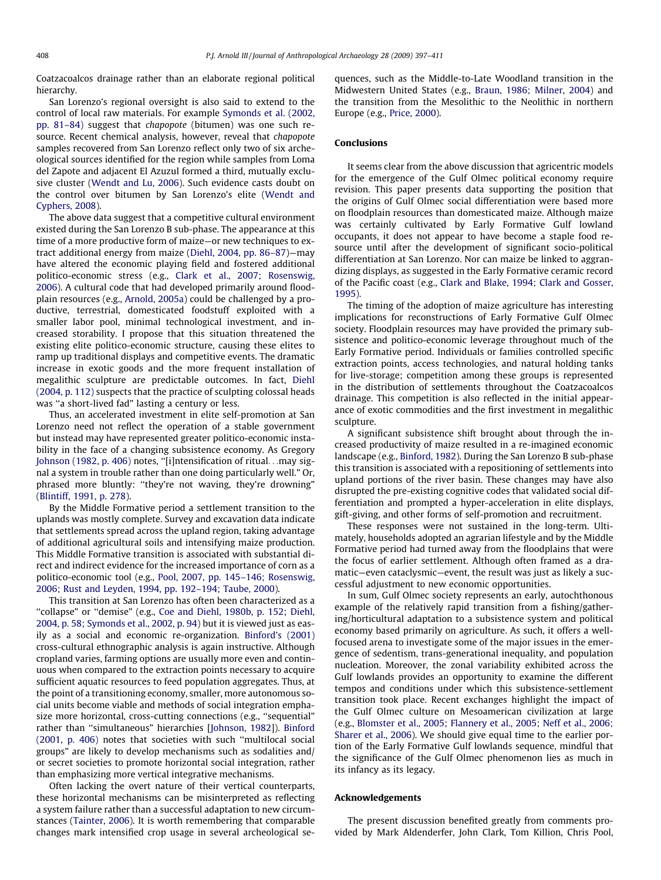Coatzacoalcos drainage rather than an elaborate regional political hierarchy.

San Lorenzo's regional oversight is also said to extend to the control of local raw materials. For example Symonds et al. (2002, pp. 81–84) suggest that *chapopote* (bitumen) was one such resource. Recent chemical analysis, however, reveal that *chapopote* samples recovered from San Lorenzo reflect only two of six archeological sources identified for the region while samples from Loma del Zapote and adjacent El Azuzul formed a third, mutually exclusive cluster (Wendt and Lu, 2006). Such evidence casts doubt on the control over bitumen by San Lorenzo's elite (Wendt and Cyphers, 2008).

The above data suggest that a competitive cultural environment existed during the San Lorenzo B sub-phase. The appearance at this time of a more productive form of maize—or new techniques to extract additional energy from maize (Diehl, 2004, pp. 86–87)—may have altered the economic playing field and fostered additional politico-economic stress (e.g., Clark et al., 2007; Rosenswig, 2006). A cultural code that had developed primarily around floodplain resources (e.g., Arnold, 2005a) could be challenged by a productive, terrestrial, domesticated foodstuff exploited with a smaller labor pool, minimal technological investment, and increased storability. I propose that this situation threatened the existing elite politico-economic structure, causing these elites to ramp up traditional displays and competitive events. The dramatic increase in exotic goods and the more frequent installation of megalithic sculpture are predictable outcomes. In fact, Diehl (2004, p. 112) suspects that the practice of sculpting colossal heads was "a short-lived fad" lasting a century or less.

Thus, an accelerated investment in elite self-promotion at San Lorenzo need not reflect the operation of a stable government but instead may have represented greater politico-economic instability in the face of a changing subsistence economy. As Gregory Johnson (1982, p. 406) notes, "[i]ntensification of ritual. . .may signal a system in trouble rather than one doing particularly well." Or, phrased more bluntly: "they're not waving, they're drowning" (Blintiff, 1991, p. 278).

By the Middle Formative period a settlement transition to the uplands was mostly complete. Survey and excavation data indicate that settlements spread across the upland region, taking advantage of additional agricultural soils and intensifying maize production. This Middle Formative transition is associated with substantial direct and indirect evidence for the increased importance of corn as a politico-economic tool (e.g., Pool, 2007, pp. 145–146; Rosenswig, 2006; Rust and Leyden, 1994, pp. 192–194; Taube, 2000).

This transition at San Lorenzo has often been characterized as a "collapse" or "demise" (e.g., Coe and Diehl, 1980b, p. 152; Diehl, 2004, p. 58; Symonds et al., 2002, p. 94) but it is viewed just as easily as a social and economic re-organization. Binford's (2001) cross-cultural ethnographic analysis is again instructive. Although cropland varies, farming options are usually more even and continuous when compared to the extraction points necessary to acquire sufficient aquatic resources to feed population aggregates. Thus, at the point of a transitioning economy, smaller, more autonomous social units become viable and methods of social integration emphasize more horizontal, cross-cutting connections (e.g., "sequential" rather than "simultaneous" hierarchies [Johnson, 1982]). Binford (2001, p. 406) notes that societies with such "multilocal social groups" are likely to develop mechanisms such as sodalities and/or secret societies to promote horizontal social integration, rather than emphasizing more vertical integrative mechanisms.

Often lacking the overt nature of their vertical counterparts, these horizontal mechanisms can be misinterpreted as reflecting a system failure rather than a successful adaptation to new circumstances (Tainter, 2006). It is worth remembering that comparable changes mark intensified crop usage in several archeological sequences, such as the Middle-to-Late Woodland transition in the Midwestern United States (e.g., Braun, 1986; Milner, 2004) and the transition from the Mesolithic to the Neolithic in northern Europe (e.g., Price, 2000).

## Conclusions

It seems clear from the above discussion that agricentric models for the emergence of the Gulf Olmec political economy require revision. This paper presents data supporting the position that the origins of Gulf Olmec social differentiation were based more on floodplain resources than domesticated maize. Although maize was certainly cultivated by Early Formative Gulf lowland occupants, it does not appear to have become a staple food resource until after the development of significant socio-political differentiation at San Lorenzo. Nor can maize be linked to aggrandizing displays, as suggested in the Early Formative ceramic record of the Pacific coast (e.g., Clark and Blake, 1994; Clark and Gosser, 1995).

The timing of the adoption of maize agriculture has interesting implications for reconstructions of Early Formative Gulf Olmec society. Floodplain resources may have provided the primary subsistence and politico-economic leverage throughout much of the Early Formative period. Individuals or families controlled specific extraction points, access technologies, and natural holding tanks for live-storage; competition among these groups is represented in the distribution of settlements throughout the Coatzacoalcos drainage. This competition is also reflected in the initial appearance of exotic commodities and the first investment in megalithic sculpture.

A significant subsistence shift brought about through the increased productivity of maize resulted in a re-imagined economic landscape (e.g., Binford, 1982). During the San Lorenzo B sub-phase this transition is associated with a repositioning of settlements into upland portions of the river basin. These changes may have also disrupted the pre-existing cognitive codes that validated social differentiation and prompted a hyper-acceleration in elite displays, gift-giving, and other forms of self-promotion and recruitment.

These responses were not sustained in the long-term. Ultimately, households adopted an agrarian lifestyle and by the Middle Formative period had turned away from the floodplains that were the focus of earlier settlement. Although often framed as a dramatic—even cataclysmic—event, the result was just as likely a successful adjustment to new economic opportunities.

In sum, Gulf Olmec society represents an early, autochthonous example of the relatively rapid transition from a fishing/gathering/horticultural adaptation to a subsistence system and political economy based primarily on agriculture. As such, it offers a well-focused arena to investigate some of the major issues in the emergence of sedentism, trans-generational inequality, and population nucleation. Moreover, the zonal variability exhibited across the Gulf lowlands provides an opportunity to examine the different tempos and conditions under which this subsistence-settlement transition took place. Recent exchanges highlight the impact of the Gulf Olmec culture on Mesoamerican civilization at large (e.g., Blomster et al., 2005; Flannery et al., 2005; Neff et al., 2006; Sharer et al., 2006). We should give equal time to the earlier portion of the Early Formative Gulf lowlands sequence, mindful that the significance of the Gulf Olmec phenomenon lies as much in its infancy as its legacy.

## Acknowledgements

The present discussion benefited greatly from comments provided by Mark Aldenderfer, John Clark, Tom Killion, Chris Pool,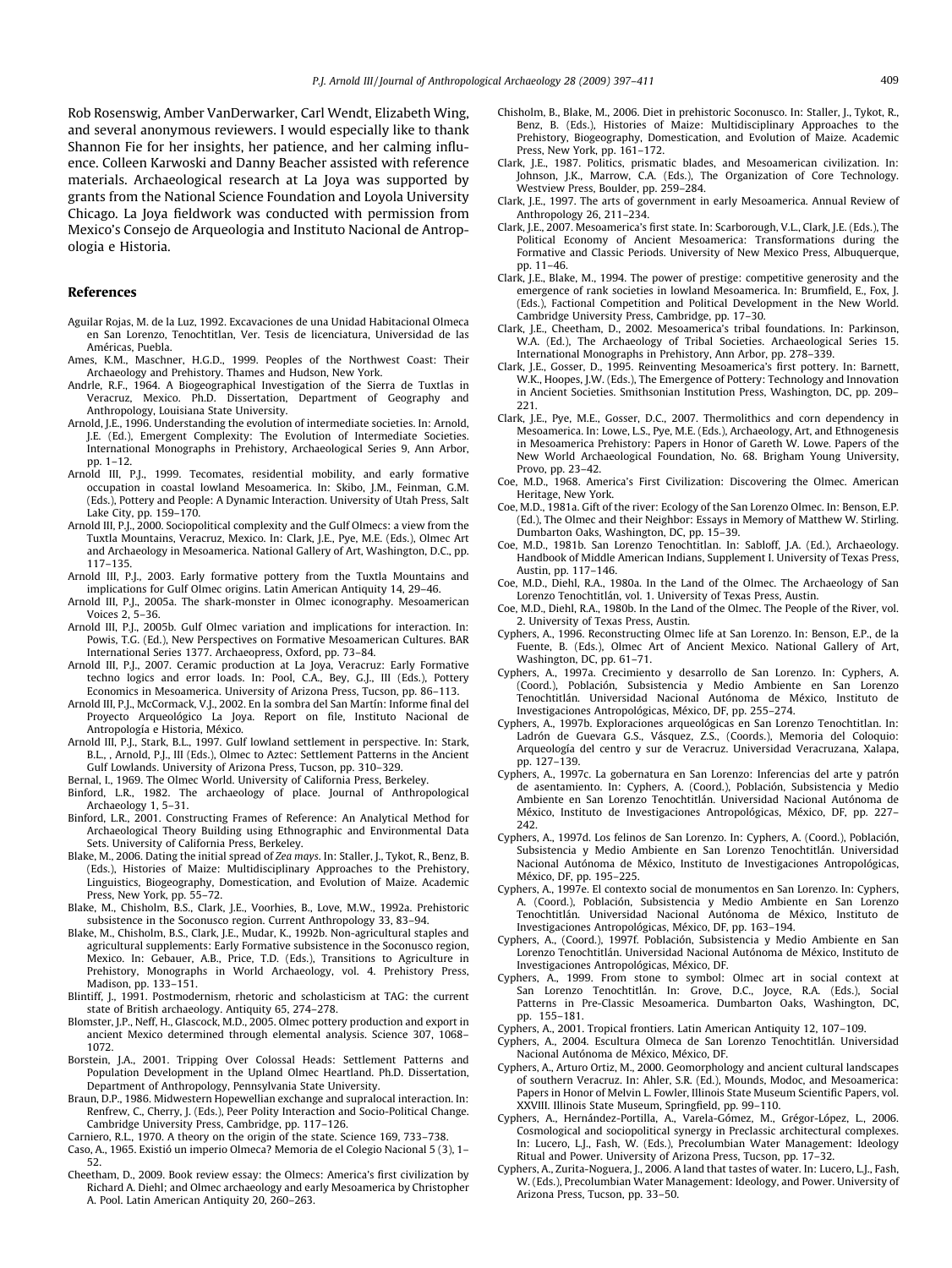Rob Rosenswig, Amber VanDerwarker, Carl Wendt, Elizabeth Wing, and several anonymous reviewers. I would especially like to thank Shannon Fie for her insights, her patience, and her calming influence. Colleen Karwoski and Danny Beacher assisted with reference materials. Archaeological research at La Joya was supported by grants from the National Science Foundation and Loyola University Chicago. La Joya fieldwork was conducted with permission from Mexico's Consejo de Arqueologia and Instituto Nacional de Antropologia e Historia.

## References

Aguilar Rojas, M. de la Luz, 1992. Excavaciones de una Unidad Habitacional Olmeca en San Lorenzo, Tenochtitlan, Ver. Tesis de licenciatura, Universidad de las Américas, Puebla.

Ames, K.M., Maschner, H.G.D., 1999. Peoples of the Northwest Coast: Their Archaeology and Prehistory. Thames and Hudson, New York.

Andrle, R.F., 1964. A Biogeographical Investigation of the Sierra de Tuxtlas in Veracruz, Mexico. Ph.D. Dissertation, Department of Geography and Anthropology, Louisiana State University.

Arnold, J.E., 1996. Understanding the evolution of intermediate societies. In: Arnold, J.E. (Ed.), Emergent Complexity: The Evolution of Intermediate Societies. International Monographs in Prehistory, Archaeological Series 9, Ann Arbor, pp. 1–12.

Arnold III, P.J., 1999. Tecomates, residential mobility, and early formative occupation in coastal lowland Mesoamerica. In: Skibo, J.M., Feinman, G.M. (Eds.), Pottery and People: A Dynamic Interaction. University of Utah Press, Salt Lake City, pp. 159–170.

Arnold III, P.J., 2000. Sociopolitical complexity and the Gulf Olmecs: a view from the Tuxtla Mountains, Veracruz, Mexico. In: Clark, J.E., Pye, M.E. (Eds.), Olmec Art and Archaeology in Mesoamerica. National Gallery of Art, Washington, D.C., pp. 117–135.

Arnold III, P.J., 2003. Early formative pottery from the Tuxtla Mountains and implications for Gulf Olmec origins. Latin American Antiquity 14, 29–46.

Arnold III, P.J., 2005a. The shark-monster in Olmec iconography. Mesoamerican Voices 2, 5–36.

Arnold III, P.J., 2005b. Gulf Olmec variation and implications for interaction. In: Powis, T.G. (Ed.), New Perspectives on Formative Mesoamerican Cultures. BAR International Series 1377. Archaeopress, Oxford, pp. 73–84.

Arnold III, P.J., 2007. Ceramic production at La Joya, Veracruz: Early Formative techno logics and error loads. In: Pool, C.A., Bey, G.J., III (Eds.), Pottery Economics in Mesoamerica. University of Arizona Press, Tucson, pp. 86–113.

Arnold III, P.J., McCormack, V.J., 2002. En la sombra del San Martín: Informe final del Proyecto Arqueológico La Joya. Report on file, Instituto Nacional de Antropología e Historia, México.

Arnold III, P.J., Stark, B.L., 1997. Gulf lowland settlement in perspective. In: Stark, B.L., , Arnold, P.J., III (Eds.), Olmec to Aztec: Settlement Patterns in the Ancient Gulf Lowlands. University of Arizona Press, Tucson, pp. 310–329.

Bernal, I., 1969. The Olmec World. University of California Press, Berkeley.

Binford, L.R., 1982. The archaeology of place. Journal of Anthropological Archaeology 1, 5–31.

Binford, L.R., 2001. Constructing Frames of Reference: An Analytical Method for Archaeological Theory Building using Ethnographic and Environmental Data Sets. University of California Press, Berkeley.

Blake, M., 2006. Dating the initial spread of *Zea mays*. In: Staller, J., Tykot, R., Benz, B. (Eds.), Histories of Maize: Multidisciplinary Approaches to the Prehistory, Linguistics, Biogeography, Domestication, and Evolution of Maize. Academic Press, New York, pp. 55–72.

Blake, M., Chisholm, B.S., Clark, J.E., Voorhies, B., Love, M.W., 1992a. Prehistoric subsistence in the Soconusco region. Current Anthropology 33, 83–94.

Blake, M., Chisholm, B.S., Clark, J.E., Mudar, K., 1992b. Non-agricultural staples and agricultural supplements: Early Formative subsistence in the Soconusco region, Mexico. In: Gebauer, A.B., Price, T.D. (Eds.), Transitions to Agriculture in Prehistory, Monographs in World Archaeology, vol. 4. Prehistory Press, Madison, pp. 133–151.

Blintiff, J., 1991. Postmodernism, rhetoric and scholasticism at TAG: the current state of British archaeology. Antiquity 65, 274–278.

Blomster, J.P., Neff, H., Glascock, M.D., 2005. Olmec pottery production and export in ancient Mexico determined through elemental analysis. Science 307, 1068–1072.

Borstein, J.A., 2001. Tripping Over Colossal Heads: Settlement Patterns and Population Development in the Upland Olmec Heartland. Ph.D. Dissertation, Department of Anthropology, Pennsylvania State University.

Braun, D.P., 1986. Midwestern Hopewellian exchange and supralocal interaction. In: Renfrew, C., Cherry, J. (Eds.), Peer Polity Interaction and Socio-Political Change. Cambridge University Press, Cambridge, pp. 117–126.

Carniero, R.L., 1970. A theory on the origin of the state. Science 169, 733–738.

Caso, A., 1965. Existió un imperio Olmeca? Memoria de el Colegio Nacional 5 (3), 1–52.

Cheetham, D., 2009. Book review essay: the Olmecs: America's first civilization by Richard A. Diehl; and Olmec archaeology and early Mesoamerica by Christopher A. Pool. Latin American Antiquity 20, 260–263.

Chisholm, B., Blake, M., 2006. Diet in prehistoric Soconusco. In: Staller, J., Tykot, R., Benz, B. (Eds.), Histories of Maize: Multidisciplinary Approaches to the Prehistory, Biogeography, Domestication, and Evolution of Maize. Academic Press, New York, pp. 161–172.

Clark, J.E., 1987. Politics, prismatic blades, and Mesoamerican civilization. In: Johnson, J.K., Marrow, C.A. (Eds.), The Organization of Core Technology. Westview Press, Boulder, pp. 259–284.

Clark, J.E., 1997. The arts of government in early Mesoamerica. Annual Review of Anthropology 26, 211–234.

Clark, J.E., 2007. Mesoamerica's first state. In: Scarborough, V.L., Clark, J.E. (Eds.), The Political Economy of Ancient Mesoamerica: Transformations during the Formative and Classic Periods. University of New Mexico Press, Albuquerque, pp. 11–46.

Clark, J.E., Blake, M., 1994. The power of prestige: competitive generosity and the emergence of rank societies in lowland Mesoamerica. In: Brumfield, E., Fox, J. (Eds.), Factional Competition and Political Development in the New World. Cambridge University Press, Cambridge, pp. 17–30.

Clark, J.E., Cheetham, D., 2002. Mesoamerica's tribal foundations. In: Parkinson, W.A. (Ed.), The Archaeology of Tribal Societies. Archaeological Series 15. International Monographs in Prehistory, Ann Arbor, pp. 278–339.

Clark, J.E., Gosser, D., 1995. Reinventing Mesoamerica's first pottery. In: Barnett, W.K., Hoopes, J.W. (Eds.), The Emergence of Pottery: Technology and Innovation in Ancient Societies. Smithsonian Institution Press, Washington, DC, pp. 209–221.

Clark, J.E., Pye, M.E., Gosser, D.C., 2007. Thermolithics and corn dependency in Mesoamerica. In: Lowe, L.S., Pye, M.E. (Eds.), Archaeology, Art, and Ethnogenesis in Mesoamerica Prehistory: Papers in Honor of Gareth W. Lowe. Papers of the New World Archaeological Foundation, No. 68. Brigham Young University, Provo, pp. 23–42.

Coe, M.D., 1968. America's First Civilization: Discovering the Olmec. American Heritage, New York.

Coe, M.D., 1981a. Gift of the river: Ecology of the San Lorenzo Olmec. In: Benson, E.P. (Ed.), The Olmec and their Neighbor: Essays in Memory of Matthew W. Stirling. Dumbarton Oaks, Washington, DC, pp. 15–39.

Coe, M.D., 1981b. San Lorenzo Tenochtitlan. In: Sabloff, J.A. (Ed.), Archaeology. Handbook of Middle American Indians, Supplement I. University of Texas Press, Austin, pp. 117–146.

Coe, M.D., Diehl, R.A., 1980a. In the Land of the Olmec. The Archaeology of San Lorenzo Tenochtitlán, vol. 1. University of Texas Press, Austin.

Coe, M.D., Diehl, R.A., 1980b. In the Land of the Olmec. The People of the River, vol. 2. University of Texas Press, Austin.

Cyphers, A., 1996. Reconstructing Olmec life at San Lorenzo. In: Benson, E.P., de la Fuente, B. (Eds.), Olmec Art of Ancient Mexico. National Gallery of Art, Washington, DC, pp. 61–71.

Cyphers, A., 1997a. Crecimiento y desarrollo de San Lorenzo. In: Cyphers, A. (Coord.), Población, Subsistencia y Medio Ambiente en San Lorenzo Tenochtitlán. Universidad Nacional Autónoma de México, Instituto de Investigaciones Antropológicas, México, DF, pp. 255–274.

Cyphers, A., 1997b. Exploraciones arqueológicas en San Lorenzo Tenochtitlan. In: Ladrón de Guevara G.S., Vásquez, Z.S., (Coords.), Memoria del Coloquio: Arqueología del centro y sur de Veracruz. Universidad Veracruzana, Xalapa, pp. 127–139.

Cyphers, A., 1997c. La gobernatura en San Lorenzo: Inferencias del arte y patrón de asentamiento. In: Cyphers, A. (Coord.), Población, Subsistencia y Medio Ambiente en San Lorenzo Tenochtitlán. Universidad Nacional Autónoma de México, Instituto de Investigaciones Antropológicas, México, DF, pp. 227–242.

Cyphers, A., 1997d. Los felinos de San Lorenzo. In: Cyphers, A. (Coord.), Población, Subsistencia y Medio Ambiente en San Lorenzo Tenochtitlán. Universidad Nacional Autónoma de México, Instituto de Investigaciones Antropológicas, México, DF, pp. 195–225.

Cyphers, A., 1997e. El contexto social de monumentos en San Lorenzo. In: Cyphers, A. (Coord.), Población, Subsistencia y Medio Ambiente en San Lorenzo Tenochtitlán. Universidad Nacional Autónoma de México, Instituto de Investigaciones Antropológicas, México, DF, pp. 163–194.

Cyphers, A., (Coord.), 1997f. Población, Subsistencia y Medio Ambiente en San Lorenzo Tenochtitlán. Universidad Nacional Autónoma de México, Instituto de Investigaciones Antropológicas, México, DF.

Cyphers, A., 1999. From stone to symbol: Olmec art in social context at San Lorenzo Tenochtitlán. In: Grove, D.C., Joyce, R.A. (Eds.), Social Patterns in Pre-Classic Mesoamerica. Dumbarton Oaks, Washington, DC, pp. 155–181.

Cyphers, A., 2001. Tropical frontiers. Latin American Antiquity 12, 107–109.

Cyphers, A., 2004. Escultura Olmeca de San Lorenzo Tenochtitlán. Universidad Nacional Autónoma de México, México, DF.

Cyphers, A., Arturo Ortiz, M., 2000. Geomorphology and ancient cultural landscapes of southern Veracruz. In: Ahler, S.R. (Ed.), Mounds, Modoc, and Mesoamerica: Papers in Honor of Melvin L. Fowler, Illinois State Museum Scientific Papers, vol. XXVIII. Illinois State Museum, Springfield, pp. 99–110.

Cyphers, A., Hernández-Portilla, A., Varela-Gómez, M., Grégor-López, L., 2006. Cosmological and sociopolitical synergy in Preclassic architectural complexes. In: Lucero, L.J., Fash, W. (Eds.), Precolumbian Water Management: Ideology Ritual and Power. University of Arizona Press, Tucson, pp. 17–32.

Cyphers, A., Zurita-Noguera, J., 2006. A land that tastes of water. In: Lucero, L.J., Fash, W. (Eds.), Precolumbian Water Management: Ideology, and Power. University of Arizona Press, Tucson, pp. 33–50.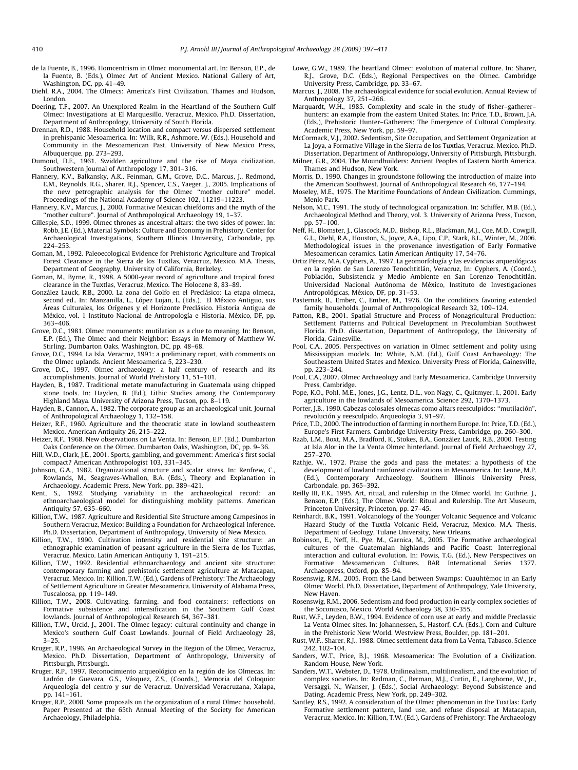de la Fuente, B., 1996. Homcentrism in Olmec monumental art. In: Benson, E.P., de la Fuente, B. (Eds.), Olmec Art of Ancient Mexico. National Gallery of Art, Washington, DC, pp. 41–49.

Diehl, R.A., 2004. The Olmecs: America's First Civilization. Thames and Hudson, London.

Doering, T.F., 2007. An Unexplored Realm in the Heartland of the Southern Gulf Olmec: Investigations at El Marquesillo, Veracruz, Mexico. Ph.D. Dissertation, Department of Anthropology, University of South Florida.

Drennan, R.D., 1988. Household location and compact versus dispersed settlement in prehispanic Mesoamerica. In: Wilk, R.R., Ashmore, W. (Eds.), Household and Community in the Mesoamerican Past. University of New Mexico Press, Albuquerque, pp. 273–293.

Dumond, D.E., 1961. Swidden agriculture and the rise of Maya civilization. Southwestern Journal of Anthropology 17, 301–316.

Flannery, K.V., Balkansky, A.K., Feinman, G.M., Grove, D.C., Marcus, J., Redmond, E.M., Reynolds, R.G., Sharer, R.J., Spencer, C.S., Yaeger, J., 2005. Implications of the new petrographic analysis for the Olmec "mother culture" model. Proceedings of the National Academy of Science 102, 11219–11223.

Flannery, K.V., Marcus, J., 2000. Formative Mexican chiefdoms and the myth of the "mother culture". Journal of Anthropological Archaeology 19, 1–37.

Gillespie, S.D., 1999. Olmec thrones as ancestral altars: the two sides of power. In: Robb, J.E. (Ed.), Material Symbols: Culture and Economy in Prehistory. Center for Archaeological Investigations, Southern Illinois University, Carbondale, pp. 224–253.

Goman, M., 1992. Paleoecological Evidence for Prehistoric Agriculture and Tropical Forest Clearance in the Sierra de los Tuxtlas, Veracruz, Mexico. M.A. Thesis, Department of Geography, University of California, Berkeley.

Goman, M., Byrne, R., 1998. A 5000-year record of agriculture and tropical forest clearance in the Tuxtlas, Veracruz, Mexico. The Holocene 8, 83–89.

González Lauck, R.B., 2000. La zona del Golfo en el Preclásico: La etapa olmeca, second ed.. In: Manzanilla, L., López Lujan, L. (Eds.), El México Antiguo, sus Áreas Culturales, los Orígenes y el Horizonte Preclásico. Historia Antigua de México, vol. 1 Instituto Nacional de Antropología e Historia, México, DF, pp. 363–406.

Grove, D.C., 1981. Olmec monuments: mutilation as a clue to meaning. In: Benson, E.P. (Ed.), The Olmec and their Neighbor: Essays in Memory of Matthew W. Stirling. Dumbarton Oaks, Washington, DC, pp. 48–68.

Grove, D.C., 1994. La Isla, Veracruz, 1991: a preliminary report, with comments on the Olmec uplands. Ancient Mesoamerica 5, 223–230.

Grove, D.C., 1997. Olmec archaeology: a half century of research and its accomplishments. Journal of World Prehistory 11, 51–101.

Hayden, B., 1987. Traditional metate manufacturing in Guatemala using chipped stone tools. In: Hayden, B. (Ed.), Lithic Studies among the Contemporary Highland Maya. University of Arizona Press, Tucson, pp. 8–119.

Hayden, B., Cannon, A., 1982. The corporate group as an archaeological unit. Journal of Anthropological Archaeology 1, 132–158.

Heizer, R.F., 1960. Agriculture and the theocratic state in lowland southeastern Mexico. American Antiquity 26, 215–222.

Heizer, R.F., 1968. New observations on La Venta. In: Benson, E.P. (Ed.), Dumbarton Oaks Conference on the Olmec. Dumbarton Oaks, Washington, DC, pp. 9–36.

Hill, W.D., Clark, J.E., 2001. Sports, gambling, and government: America's first social compact? American Anthropologist 103, 331–345.

Johnson, G.A., 1982. Organizational structure and scalar stress. In: Renfrew, C., Rowlands, M., Seagraves-Whallon, B.A. (Eds.), Theory and Explanation in Archaeology. Academic Press, New York, pp. 389–421.

Kent, S., 1992. Studying variability in the archaeological record: an ethnoarchaeological model for distinguishing mobility patterns. American Antiquity 57, 635–660.

Killion, T.W., 1987. Agriculture and Residential Site Structure among Campesinos in Southern Veracruz, Mexico: Building a Foundation for Archaeological Inference. Ph.D. Dissertation, Department of Anthropology, University of New Mexico.

Killion, T.W., 1990. Cultivation intensity and residential site structure: an ethnographic examination of peasant agriculture in the Sierra de los Tuxtlas, Veracruz, Mexico. Latin American Antiquity 1, 191–215.

Killion, T.W., 1992. Residential ethnoarchaeology and ancient site structure: contemporary farming and prehistoric settlement agriculture at Matacapan, Veracruz, Mexico. In: Killion, T.W. (Ed.), Gardens of Prehistory: The Archaeology of Settlement Agriculture in Greater Mesoamerica. University of Alabama Press, Tuscaloosa, pp. 119–149.

Killion, T.W., 2008. Cultivating, farming, and food containers: reflections on Formative subsistence and intensification in the Southern Gulf Coast lowlands. Journal of Anthropological Research 64, 367–381.

Killion, T.W., Urcid, J., 2001. The Olmec legacy: cultural continuity and change in Mexico's southern Gulf Coast Lowlands. Journal of Field Archaeology 28, 3–25.

Kruger, R.P., 1996. An Archaeological Survey in the Region of the Olmec, Veracruz, Mexico. Ph.D. Dissertation, Department of Anthropology, University of Pittsburgh, Pittsburgh.

Kruger, R.P., 1997. Reconocimiento arqueológico en la región de los Olmecas. In: Ladrón de Guevara, G.S., Vásquez, Z.S., (Coords.), Memoria del Coloquio: Arqueología del centro y sur de Veracruz. Universidad Veracruzana, Xalapa, pp. 141–161.

Kruger, R.P., 2000. Some proposals on the organization of a rural Olmec household. Paper Presented at the 65th Annual Meeting of the Society for American Archaeology, Philadelphia.

Lowe, G.W., 1989. The heartland Olmec: evolution of material culture. In: Sharer, R.J., Grove, D.C. (Eds.), Regional Perspectives on the Olmec. Cambridge University Press, Cambridge, pp. 33–67.

Marcus, J., 2008. The archaeological evidence for social evolution. Annual Review of Anthropology 37, 251–266.

Marquardt, W.H., 1985. Complexity and scale in the study of fisher–gatherer–hunters: an example from the eastern United States. In: Price, T.D., Brown, J.A. (Eds.), Prehistoric Hunter–Gatherers: The Emergence of Cultural Complexity. Academic Press, New York, pp. 59–97.

McCormack, V.J., 2002. Sedentism, Site Occupation, and Settlement Organization at La Joya, a Formative Village in the Sierra de los Tuxtlas, Veracruz, Mexico. Ph.D. Dissertation, Department of Anthropology, University of Pittsburgh, Pittsburgh.

Milner, G.R., 2004. The Moundbuilders: Ancient Peoples of Eastern North America. Thames and Hudson, New York.

Morris, D., 1990. Changes in groundstone following the introduction of maize into the American Southwest. Journal of Anthropological Research 46, 177–194.

Moseley, M.E., 1975. The Maritime Foundations of Andean Civilization. Cummings, Menlo Park.

Nelson, M.C., 1991. The study of technological organization. In: Schiffer, M.B. (Ed.), Archaeological Method and Theory, vol. 3. University of Arizona Press, Tucson, pp. 57–100.

Neff, H., Blomster, J., Glascock, M.D., Bishop, R.L., Blackman, M.J., Coe, M.D., Cowgill, G.L., Diehl, R.A., Houston, S., Joyce, A.A., Lipo, C.P., Stark, B.L., Winter, M., 2006. Methodological issues in the provenance investigation of Early Formative Mesoamerican ceramics. Latin American Antiquity 17, 54–76.

Ortiz Pérez, M.A. Cyphers, A., 1997. La geomorfología y las evidencias arqueológicas en la región de San Lorenzo Tenochtitlán, Veracruz, In: Cyphers, A. (Coord.), Población, Subsistencia y Medio Ambiente en San Lorenzo Tenochtitlán. Universidad Nacional Autónoma de México, Instituto de Investigaciones Antropológicas, México, DF, pp. 31–53.

Pasternak, B., Ember, C., Ember, M., 1976. On the conditions favoring extended family households. Journal of Anthropological Research 32, 109–124.

Patton, R.B., 2001. Spatial Structure and Process of Nonagricultural Production: Settlement Patterns and Political Development in Precolumbian Southwest Florida. Ph.D. dissertation, Department of Anthropology, the University of Florida, Gainesville.

Pool, C.A., 2005. Perspectives on variation in Olmec settlement and polity using Mississippian models. In: White, N.M. (Ed.), Gulf Coast Archaeology: The Southeastern United States and Mexico. University Press of Florida, Gainesville, pp. 223–244.

Pool, C.A., 2007. Olmec Archaeology and Early Mesoamerica. Cambridge University Press, Cambridge.

Pope, K.O., Pohl, M.E., Jones, J.G., Lentz, D.L., von Nagy, C., Quitmyer, I., 2001. Early agriculture in the lowlands of Mesoamerica. Science 292, 1370–1373.

Porter, J.B., 1990. Cabezas colosales olmecas como altars reesculpidos: "mutilación", revolución y reesculpido. Arqueología 3, 91–97.

Price, T.D., 2000. The introduction of farming in northern Europe. In: Price, T.D. (Ed.), Europe's First Farmers. Cambridge University Press, Cambridge, pp. 260–300.

Raab, L.M., Boxt, M.A., Bradford, K., Stokes, B.A., González Lauck, R.B., 2000. Testing at Isla Alor in the La Venta Olmec hinterland. Journal of Field Archaeology 27, 257–270.

Rathje, W., 1972. Praise the gods and pass the metates: a hypothesis of the development of lowland rainforest civilizations in Mesoamerica. In: Leone, M.P. (Ed.), Contemporary Archaeology. Southern Illinois University Press, Carbondale, pp. 365–392.

Reilly III, F.K., 1995. Art, ritual, and rulership in the Olmec world. In: Guthrie, J., Benson, E.P. (Eds.), The Olmec World: Ritual and Rulership. The Art Museum, Princeton University, Princeton, pp. 27–45.

Reinhardt, B.K., 1991. Volcanology of the Younger Volcanic Sequence and Volcanic Hazard Study of the Tuxtla Volcanic Field, Veracruz, Mexico. M.A. Thesis, Department of Geology, Tulane University, New Orleans.

Robinson, E., Neff, H., Pye, M., Garnica, M., 2005. The Formative archaeological cultures of the Guatemalan highlands and Pacific Coast: Interregional interaction and cultural evolution. In: Powis, T.G. (Ed.), New Perspectives on Formative Mesoamerican Cultures. BAR International Series 1377. Archaeopress, Oxford, pp. 85–94.

Rosenswig, R.M., 2005. From the Land between Swamps: Cuauhtémoc in an Early Olmec World. Ph.D. Dissertation, Department of Anthropology, Yale University, New Haven.

Rosenswig, R.M., 2006. Sedentism and food production in early complex societies of the Soconusco, Mexico. World Archaeology 38, 330–355.

Rust, W.F., Leyden, B.W., 1994. Evidence of corn use at early and middle Preclassic La Venta Olmec sites. In: Johannessen, S., Hastorf, C.A. (Eds.), Corn and Culture in the Prehistoric New World. Westview Press, Boulder, pp. 181–201.

Rust, W.F., Sharer, R.J., 1988. Olmec settlement data from La Venta, Tabasco. Science 242, 102–104.

Sanders, W.T., Price, B.J., 1968. Mesoamerica: The Evolution of a Civilization. Random House, New York.

Sanders, W.T., Webster, D., 1978. Unilinealism, multilinealism, and the evolution of complex societies. In: Redman, C., Berman, M.J., Curtin, E., Langhorne, W., Jr., Versaggi, N., Wanser, J. (Eds.), Social Archaeology: Beyond Subsistence and Dating. Academic Press, New York, pp. 249–302.

Santley, R.S., 1992. A consideration of the Olmec phenomenon in the Tuxtlas: Early Formative settlement pattern, land use, and refuse disposal at Matacapan, Veracruz, Mexico. In: Killion, T.W. (Ed.), Gardens of Prehistory: The Archaeology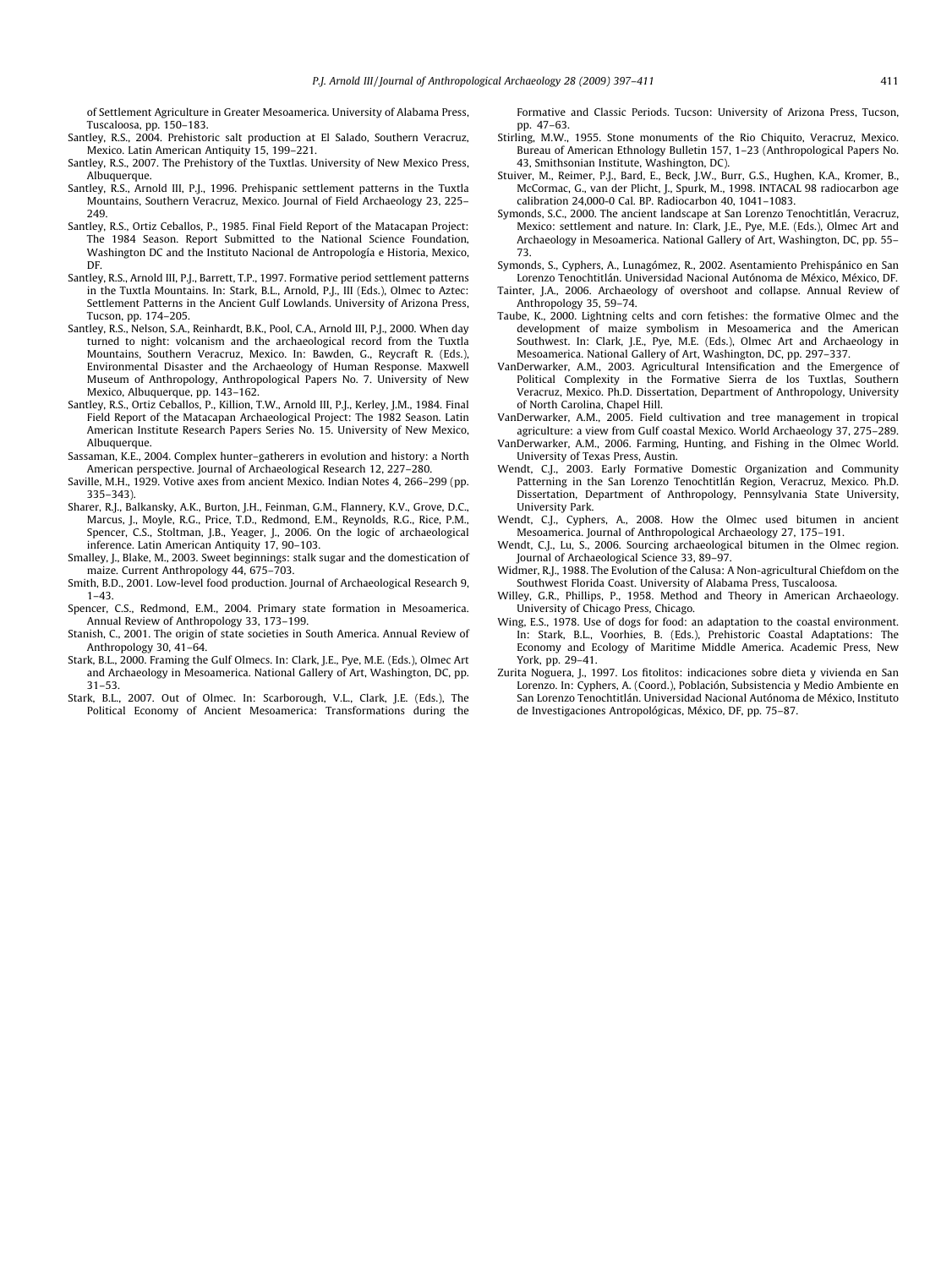of Settlement Agriculture in Greater Mesoamerica. University of Alabama Press, Tuscaloosa, pp. 150–183.

Santley, R.S., 2004. Prehistoric salt production at El Salado, Southern Veracruz, Mexico. Latin American Antiquity 15, 199–221.

Santley, R.S., 2007. The Prehistory of the Tuxtlas. University of New Mexico Press, Albuquerque.

Santley, R.S., Arnold III, P.J., 1996. Prehispanic settlement patterns in the Tuxtla Mountains, Southern Veracruz, Mexico. Journal of Field Archaeology 23, 225–249.

Santley, R.S., Ortiz Ceballos, P., 1985. Final Field Report of the Matacapan Project: The 1984 Season. Report Submitted to the National Science Foundation, Washington DC and the Instituto Nacional de Antropología e Historia, Mexico, DF.

Santley, R.S., Arnold III, P.J., Barrett, T.P., 1997. Formative period settlement patterns in the Tuxtla Mountains. In: Stark, B.L., Arnold, P.J., III (Eds.), Olmec to Aztec: Settlement Patterns in the Ancient Gulf Lowlands. University of Arizona Press, Tucson, pp. 174–205.

Santley, R.S., Nelson, S.A., Reinhardt, B.K., Pool, C.A., Arnold III, P.J., 2000. When day turned to night: volcanism and the archaeological record from the Tuxtla Mountains, Southern Veracruz, Mexico. In: Bawden, G., Reycraft R. (Eds.), Environmental Disaster and the Archaeology of Human Response. Maxwell Museum of Anthropology, Anthropological Papers No. 7. University of New Mexico, Albuquerque, pp. 143–162.

Santley, R.S., Ortiz Ceballos, P., Killion, T.W., Arnold III, P.J., Kerley, J.M., 1984. Final Field Report of the Matacapan Archaeological Project: The 1982 Season. Latin American Institute Research Papers Series No. 15. University of New Mexico, Albuquerque.

Sassaman, K.E., 2004. Complex hunter–gatherers in evolution and history: a North American perspective. Journal of Archaeological Research 12, 227–280.

Saville, M.H., 1929. Votive axes from ancient Mexico. Indian Notes 4, 266–299 (pp. 335–343).

Sharer, R.J., Balkansky, A.K., Burton, J.H., Feinman, G.M., Flannery, K.V., Grove, D.C., Marcus, J., Moyle, R.G., Price, T.D., Redmond, E.M., Reynolds, R.G., Rice, P.M., Spencer, C.S., Stoltman, J.B., Yeager, J., 2006. On the logic of archaeological inference. Latin American Antiquity 17, 90–103.

Smalley, J., Blake, M., 2003. Sweet beginnings: stalk sugar and the domestication of maize. Current Anthropology 44, 675–703.

Smith, B.D., 2001. Low-level food production. Journal of Archaeological Research 9, 1–43.

Spencer, C.S., Redmond, E.M., 2004. Primary state formation in Mesoamerica. Annual Review of Anthropology 33, 173–199.

Stanish, C., 2001. The origin of state societies in South America. Annual Review of Anthropology 30, 41–64.

Stark, B.L., 2000. Framing the Gulf Olmecs. In: Clark, J.E., Pye, M.E. (Eds.), Olmec Art and Archaeology in Mesoamerica. National Gallery of Art, Washington, DC, pp. 31–53.

Stark, B.L., 2007. Out of Olmec. In: Scarborough, V.L., Clark, J.E. (Eds.), The Political Economy of Ancient Mesoamerica: Transformations during the Formative and Classic Periods. Tucson: University of Arizona Press, Tucson, pp. 47–63.

Stirling, M.W., 1955. Stone monuments of the Rio Chiquito, Veracruz, Mexico. Bureau of American Ethnology Bulletin 157, 1–23 (Anthropological Papers No. 43, Smithsonian Institute, Washington, DC).

Stuiver, M., Reimer, P.J., Bard, E., Beck, J.W., Burr, G.S., Hughen, K.A., Kromer, B., McCormac, G., van der Plicht, J., Spurk, M., 1998. INTACAL 98 radiocarbon age calibration 24,000-0 Cal. BP. Radiocarbon 40, 1041–1083.

Symonds, S.C., 2000. The ancient landscape at San Lorenzo Tenochtitlán, Veracruz, Mexico: settlement and nature. In: Clark, J.E., Pye, M.E. (Eds.), Olmec Art and Archaeology in Mesoamerica. National Gallery of Art, Washington, DC, pp. 55–73.

Symonds, S., Cyphers, A., Lunagómez, R., 2002. Asentamiento Prehispánico en San Lorenzo Tenochtitlán. Universidad Nacional Autónoma de México, México, DF.

Tainter, J.A., 2006. Archaeology of overshoot and collapse. Annual Review of Anthropology 35, 59–74.

Taube, K., 2000. Lightning celts and corn fetishes: the formative Olmec and the development of maize symbolism in Mesoamerica and the American Southwest. In: Clark, J.E., Pye, M.E. (Eds.), Olmec Art and Archaeology in Mesoamerica. National Gallery of Art, Washington, DC, pp. 297–337.

VanDerwarker, A.M., 2003. Agricultural Intensification and the Emergence of Political Complexity in the Formative Sierra de los Tuxtlas, Southern Veracruz, Mexico. Ph.D. Dissertation, Department of Anthropology, University of North Carolina, Chapel Hill.

VanDerwarker, A.M., 2005. Field cultivation and tree management in tropical agriculture: a view from Gulf coastal Mexico. World Archaeology 37, 275–289.

VanDerwarker, A.M., 2006. Farming, Hunting, and Fishing in the Olmec World. University of Texas Press, Austin.

Wendt, C.J., 2003. Early Formative Domestic Organization and Community Patterning in the San Lorenzo Tenochtitlán Region, Veracruz, Mexico. Ph.D. Dissertation, Department of Anthropology, Pennsylvania State University, University Park.

Wendt, C.J., Cyphers, A., 2008. How the Olmec used bitumen in ancient Mesoamerica. Journal of Anthropological Archaeology 27, 175–191.

Wendt, C.J., Lu, S., 2006. Sourcing archaeological bitumen in the Olmec region. Journal of Archaeological Science 33, 89–97.

Widmer, R.J., 1988. The Evolution of the Calusa: A Non-agricultural Chiefdom on the Southwest Florida Coast. University of Alabama Press, Tuscaloosa.

Willey, G.R., Phillips, P., 1958. Method and Theory in American Archaeology. University of Chicago Press, Chicago.

Wing, E.S., 1978. Use of dogs for food: an adaptation to the coastal environment. In: Stark, B.L., Voorhies, B. (Eds.), Prehistoric Coastal Adaptations: The Economy and Ecology of Maritime Middle America. Academic Press, New York, pp. 29–41.

Zurita Noguera, J., 1997. Los fitolitos: indicaciones sobre dieta y vivienda en San Lorenzo. In: Cyphers, A. (Coord.), Población, Subsistencia y Medio Ambiente en San Lorenzo Tenochtitlán. Universidad Nacional Autónoma de México, Instituto de Investigaciones Antropológicas, México, DF, pp. 75–87.